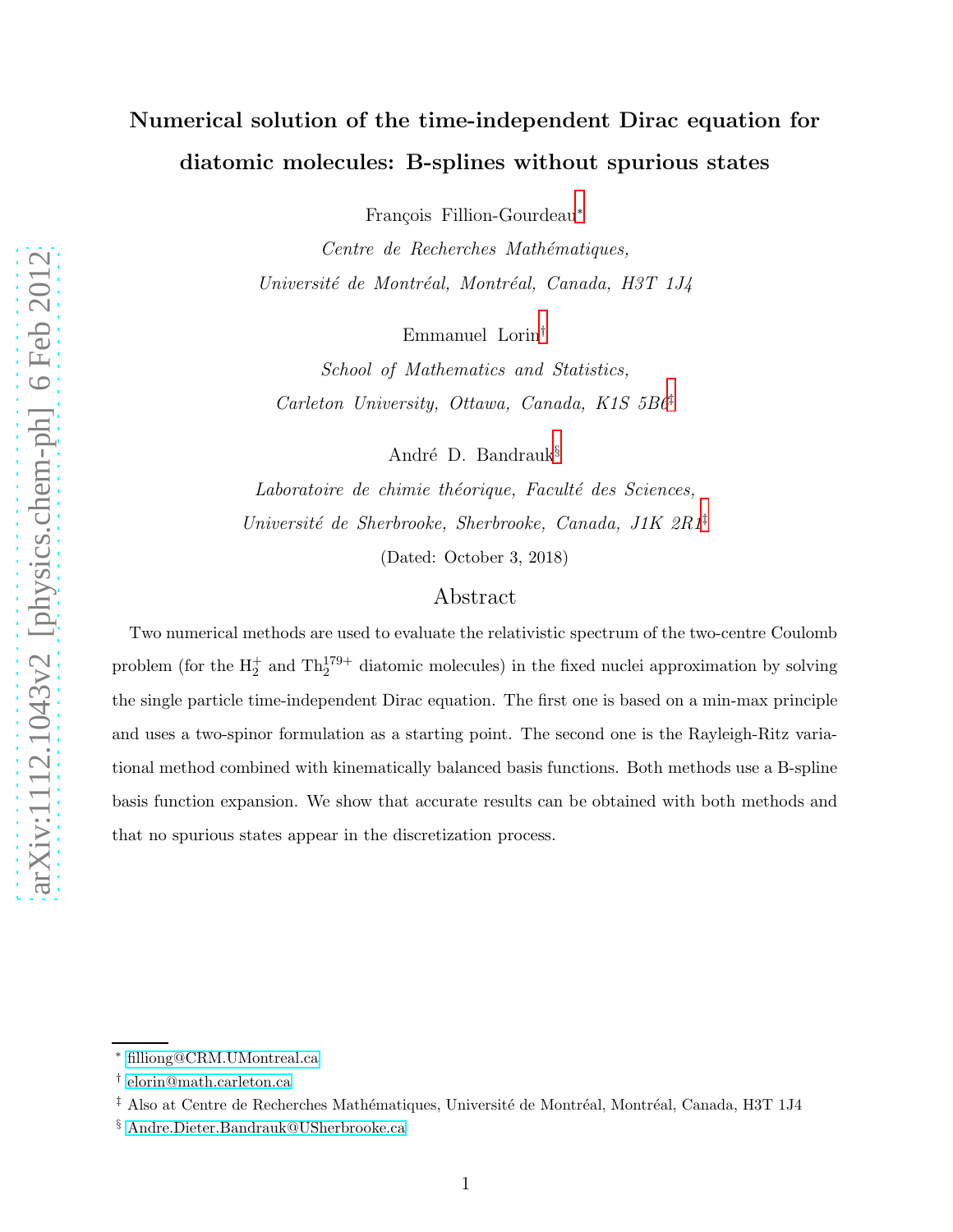# Numerical solution of the time-independent Dirac equation for diatomic molecules: B-splines without spurious states

François Fillion-Gourdeau[*]

*Centre de Recherches Mathématiques,*
*Université de Montréal, Montréal, Canada, H3T 1J4*

Emmanuel Lorin[†]

*School of Mathematics and Statistics,*
*Carleton University, Ottawa, Canada, K1S 5B6*[‡]

André D. Bandrauk[§]

*Laboratoire de chimie théorique, Faculté des Sciences,*
*Université de Sherbrooke, Sherbrooke, Canada, J1K 2R1*[‡]

(Dated: October 3, 2018)

## Abstract

Two numerical methods are used to evaluate the relativistic spectrum of the two-centre Coulomb problem (for the $H_2^+$ and $Th_2^{179+}$ diatomic molecules) in the fixed nuclei approximation by solving the single particle time-independent Dirac equation. The first one is based on a min-max principle and uses a two-spinor formulation as a starting point. The second one is the Rayleigh-Ritz variational method combined with kinematically balanced basis functions. Both methods use a B-spline basis function expansion. We show that accurate results can be obtained with both methods and that no spurious states appear in the discretization process.

---

[*] filliong@CRM.UMontreal.ca

[†] elorin@math.carleton.ca

[‡] Also at Centre de Recherches Mathématiques, Université de Montréal, Montréal, Canada, H3T 1J4

[§] Andre.Dieter.Bandrauk@USherbrooke.ca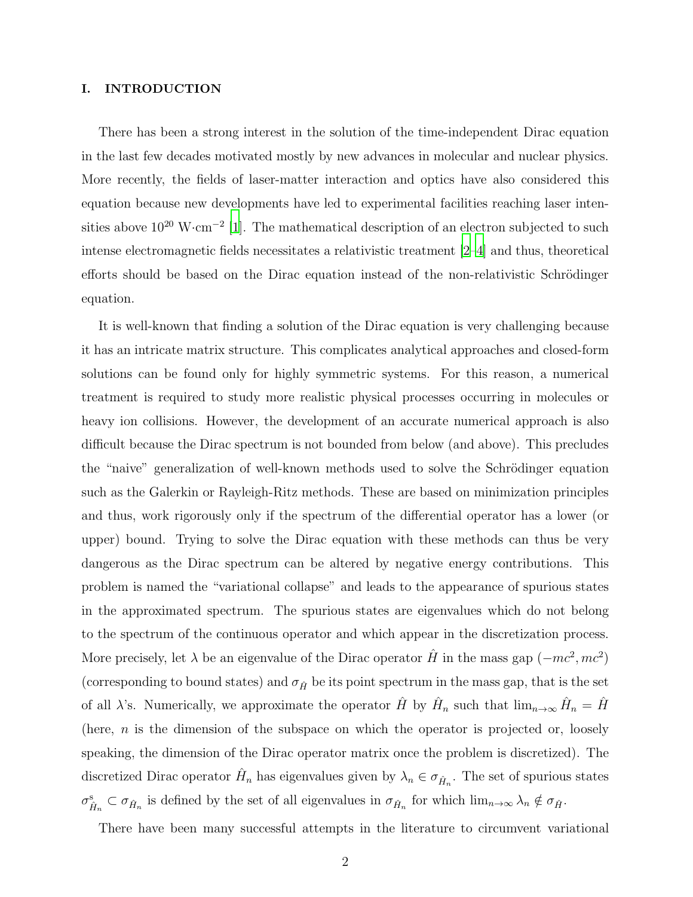## I. INTRODUCTION

There has been a strong interest in the solution of the time-independent Dirac equation in the last few decades motivated mostly by new advances in molecular and nuclear physics. More recently, the fields of laser-matter interaction and optics have also considered this equation because new developments have led to experimental facilities reaching laser intensities above $10^{20}$ W·cm$^{-2}$ [1]. The mathematical description of an electron subjected to such intense electromagnetic fields necessitates a relativistic treatment [2–4] and thus, theoretical efforts should be based on the Dirac equation instead of the non-relativistic Schrödinger equation.

It is well-known that finding a solution of the Dirac equation is very challenging because it has an intricate matrix structure. This complicates analytical approaches and closed-form solutions can be found only for highly symmetric systems. For this reason, a numerical treatment is required to study more realistic physical processes occurring in molecules or heavy ion collisions. However, the development of an accurate numerical approach is also difficult because the Dirac spectrum is not bounded from below (and above). This precludes the "naive" generalization of well-known methods used to solve the Schrödinger equation such as the Galerkin or Rayleigh-Ritz methods. These are based on minimization principles and thus, work rigorously only if the spectrum of the differential operator has a lower (or upper) bound. Trying to solve the Dirac equation with these methods can thus be very dangerous as the Dirac spectrum can be altered by negative energy contributions. This problem is named the "variational collapse" and leads to the appearance of spurious states in the approximated spectrum. The spurious states are eigenvalues which do not belong to the spectrum of the continuous operator and which appear in the discretization process. More precisely, let $\lambda$ be an eigenvalue of the Dirac operator $\hat{H}$ in the mass gap $(-mc^2, mc^2)$ (corresponding to bound states) and $\sigma_{\hat{H}}$ be its point spectrum in the mass gap, that is the set of all $\lambda$'s. Numerically, we approximate the operator $\hat{H}$ by $\hat{H}_n$ such that $\lim_{n\to\infty} \hat{H}_n = \hat{H}$ (here, $n$ is the dimension of the subspace on which the operator is projected or, loosely speaking, the dimension of the Dirac operator matrix once the problem is discretized). The discretized Dirac operator $\hat{H}_n$ has eigenvalues given by $\lambda_n \in \sigma_{\hat{H}_n}$. The set of spurious states $\sigma^{\mathrm{s}}_{\hat{H}_n} \subset \sigma_{\hat{H}_n}$ is defined by the set of all eigenvalues in $\sigma_{\hat{H}_n}$ for which $\lim_{n\to\infty} \lambda_n \notin \sigma_{\hat{H}}$.

There have been many successful attempts in the literature to circumvent variational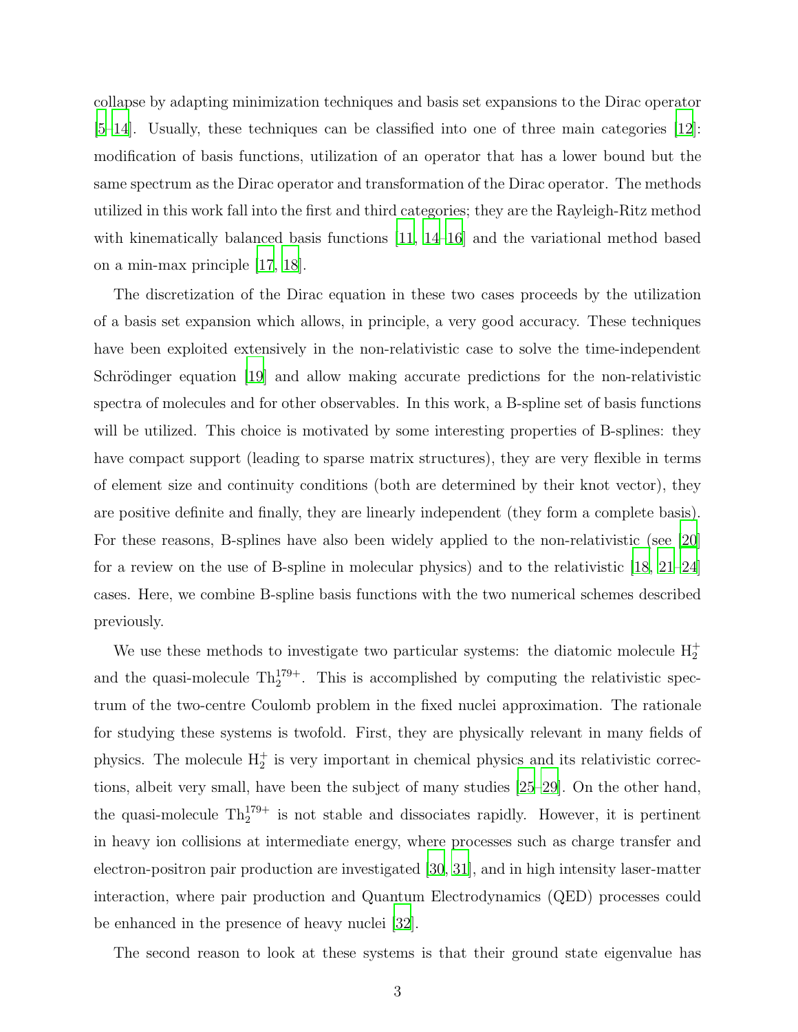collapse by adapting minimization techniques and basis set expansions to the Dirac operator [5–14]. Usually, these techniques can be classified into one of three main categories [12]: modification of basis functions, utilization of an operator that has a lower bound but the same spectrum as the Dirac operator and transformation of the Dirac operator. The methods utilized in this work fall into the first and third categories; they are the Rayleigh-Ritz method with kinematically balanced basis functions [11, 14–16] and the variational method based on a min-max principle [17, 18].

The discretization of the Dirac equation in these two cases proceeds by the utilization of a basis set expansion which allows, in principle, a very good accuracy. These techniques have been exploited extensively in the non-relativistic case to solve the time-independent Schrödinger equation [19] and allow making accurate predictions for the non-relativistic spectra of molecules and for other observables. In this work, a B-spline set of basis functions will be utilized. This choice is motivated by some interesting properties of B-splines: they have compact support (leading to sparse matrix structures), they are very flexible in terms of element size and continuity conditions (both are determined by their knot vector), they are positive definite and finally, they are linearly independent (they form a complete basis). For these reasons, B-splines have also been widely applied to the non-relativistic (see [20] for a review on the use of B-spline in molecular physics) and to the relativistic [18, 21–24] cases. Here, we combine B-spline basis functions with the two numerical schemes described previously.

We use these methods to investigate two particular systems: the diatomic molecule $H_2^+$ and the quasi-molecule $Th_2^{179+}$. This is accomplished by computing the relativistic spectrum of the two-centre Coulomb problem in the fixed nuclei approximation. The rationale for studying these systems is twofold. First, they are physically relevant in many fields of physics. The molecule $H_2^+$ is very important in chemical physics and its relativistic corrections, albeit very small, have been the subject of many studies [25–29]. On the other hand, the quasi-molecule $Th_2^{179+}$ is not stable and dissociates rapidly. However, it is pertinent in heavy ion collisions at intermediate energy, where processes such as charge transfer and electron-positron pair production are investigated [30, 31], and in high intensity laser-matter interaction, where pair production and Quantum Electrodynamics (QED) processes could be enhanced in the presence of heavy nuclei [32].

The second reason to look at these systems is that their ground state eigenvalue has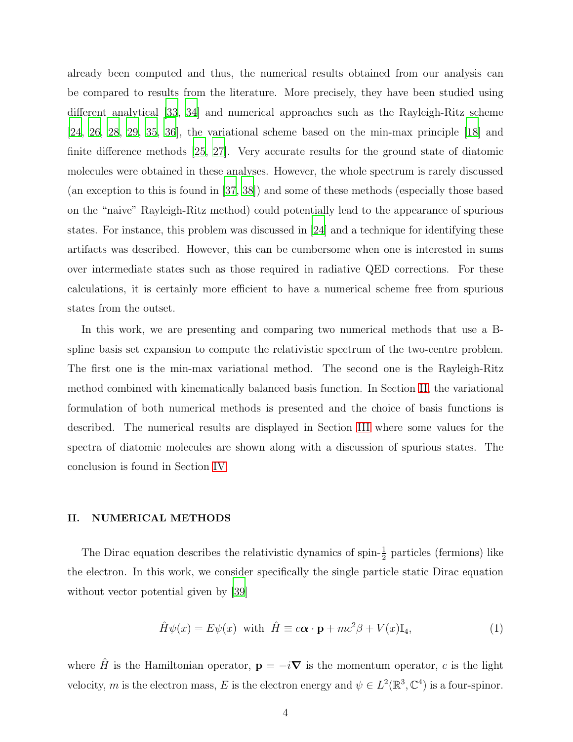already been computed and thus, the numerical results obtained from our analysis can be compared to results from the literature. More precisely, they have been studied using different analytical [33, 34] and numerical approaches such as the Rayleigh-Ritz scheme [24, 26, 28, 29, 35, 36], the variational scheme based on the min-max principle [18] and finite difference methods [25, 27]. Very accurate results for the ground state of diatomic molecules were obtained in these analyses. However, the whole spectrum is rarely discussed (an exception to this is found in [37, 38]) and some of these methods (especially those based on the "naive" Rayleigh-Ritz method) could potentially lead to the appearance of spurious states. For instance, this problem was discussed in [24] and a technique for identifying these artifacts was described. However, this can be cumbersome when one is interested in sums over intermediate states such as those required in radiative QED corrections. For these calculations, it is certainly more efficient to have a numerical scheme free from spurious states from the outset.

In this work, we are presenting and comparing two numerical methods that use a B-spline basis set expansion to compute the relativistic spectrum of the two-centre problem. The first one is the min-max variational method. The second one is the Rayleigh-Ritz method combined with kinematically balanced basis function. In Section II, the variational formulation of both numerical methods is presented and the choice of basis functions is described. The numerical results are displayed in Section III where some values for the spectra of diatomic molecules are shown along with a discussion of spurious states. The conclusion is found in Section IV.

## II. NUMERICAL METHODS

The Dirac equation describes the relativistic dynamics of spin-$\frac{1}{2}$ particles (fermions) like the electron. In this work, we consider specifically the single particle static Dirac equation without vector potential given by [39]

$$\hat{H}\psi(x) = E\psi(x) \;\text{ with }\; \hat{H} \equiv c\boldsymbol{\alpha}\cdot\mathbf{p} + mc^2\beta + V(x)\mathbb{I}_4, \tag{1}$$

where $\hat{H}$ is the Hamiltonian operator, $\mathbf{p} = -i\boldsymbol{\nabla}$ is the momentum operator, $c$ is the light velocity, $m$ is the electron mass, $E$ is the electron energy and $\psi \in L^2(\mathbb{R}^3, \mathbb{C}^4)$ is a four-spinor.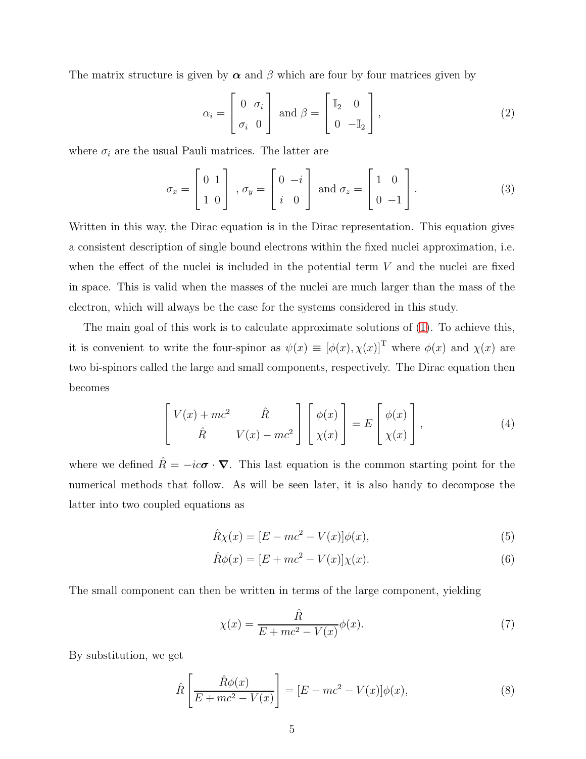The matrix structure is given by $\boldsymbol{\alpha}$ and $\beta$ which are four by four matrices given by

$$\alpha_i = \begin{bmatrix} 0 & \sigma_i \\ \sigma_i & 0 \end{bmatrix} \text{ and } \beta = \begin{bmatrix} \mathbb{I}_2 & 0 \\ 0 & -\mathbb{I}_2 \end{bmatrix}, \tag{2}$$

where $\sigma_i$ are the usual Pauli matrices. The latter are

$$\sigma_x = \begin{bmatrix} 0 & 1 \\ 1 & 0 \end{bmatrix}, \sigma_y = \begin{bmatrix} 0 & -i \\ i & 0 \end{bmatrix} \text{ and } \sigma_z = \begin{bmatrix} 1 & 0 \\ 0 & -1 \end{bmatrix}. \tag{3}$$

Written in this way, the Dirac equation is in the Dirac representation. This equation gives a consistent description of single bound electrons within the fixed nuclei approximation, i.e. when the effect of the nuclei is included in the potential term $V$ and the nuclei are fixed in space. This is valid when the masses of the nuclei are much larger than the mass of the electron, which will always be the case for the systems considered in this study.

The main goal of this work is to calculate approximate solutions of (1). To achieve this, it is convenient to write the four-spinor as $\psi(x) \equiv [\phi(x), \chi(x)]^{\mathrm{T}}$ where $\phi(x)$ and $\chi(x)$ are two bi-spinors called the large and small components, respectively. The Dirac equation then becomes

$$\begin{bmatrix} V(x) + mc^2 & \hat{R} \\ \hat{R} & V(x) - mc^2 \end{bmatrix} \begin{bmatrix} \phi(x) \\ \chi(x) \end{bmatrix} = E \begin{bmatrix} \phi(x) \\ \chi(x) \end{bmatrix}, \tag{4}$$

where we defined $\hat{R} = -ic\boldsymbol{\sigma} \cdot \boldsymbol{\nabla}$. This last equation is the common starting point for the numerical methods that follow. As will be seen later, it is also handy to decompose the latter into two coupled equations as

$$\hat{R}\chi(x) = [E - mc^2 - V(x)]\phi(x), \tag{5}$$

$$\hat{R}\phi(x) = [E + mc^2 - V(x)]\chi(x). \tag{6}$$

The small component can then be written in terms of the large component, yielding

$$\chi(x) = \frac{\hat{R}}{E + mc^2 - V(x)}\phi(x). \tag{7}$$

By substitution, we get

$$\hat{R}\left[\frac{\hat{R}\phi(x)}{E + mc^2 - V(x)}\right] = [E - mc^2 - V(x)]\phi(x), \tag{8}$$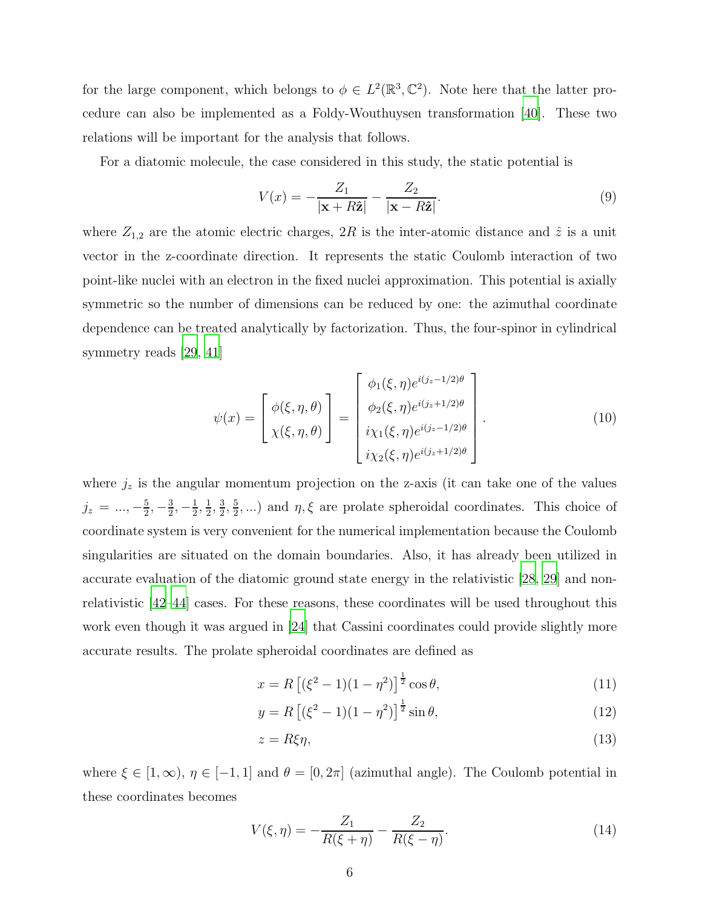for the large component, which belongs to $\phi \in L^2(\mathbb{R}^3, \mathbb{C}^2)$. Note here that the latter procedure can also be implemented as a Foldy-Wouthuysen transformation [40]. These two relations will be important for the analysis that follows.

For a diatomic molecule, the case considered in this study, the static potential is

$$V(x) = -\frac{Z_1}{|\mathbf{x} + R\hat{\mathbf{z}}|} - \frac{Z_2}{|\mathbf{x} - R\hat{\mathbf{z}}|}. \tag{9}$$

where $Z_{1,2}$ are the atomic electric charges, $2R$ is the inter-atomic distance and $\hat{z}$ is a unit vector in the z-coordinate direction. It represents the static Coulomb interaction of two point-like nuclei with an electron in the fixed nuclei approximation. This potential is axially symmetric so the number of dimensions can be reduced by one: the azimuthal coordinate dependence can be treated analytically by factorization. Thus, the four-spinor in cylindrical symmetry reads [29, 41]

$$\psi(x) = \begin{bmatrix} \phi(\xi, \eta, \theta) \\ \chi(\xi, \eta, \theta) \end{bmatrix} = \begin{bmatrix} \phi_1(\xi, \eta) e^{i(j_z - 1/2)\theta} \\ \phi_2(\xi, \eta) e^{i(j_z + 1/2)\theta} \\ i\chi_1(\xi, \eta) e^{i(j_z - 1/2)\theta} \\ i\chi_2(\xi, \eta) e^{i(j_z + 1/2)\theta} \end{bmatrix}. \tag{10}$$

where $j_z$ is the angular momentum projection on the z-axis (it can take one of the values $j_z = ..., -\frac{5}{2}, -\frac{3}{2}, -\frac{1}{2}, \frac{1}{2}, \frac{3}{2}, \frac{5}{2}, ...$) and $\eta, \xi$ are prolate spheroidal coordinates. This choice of coordinate system is very convenient for the numerical implementation because the Coulomb singularities are situated on the domain boundaries. Also, it has already been utilized in accurate evaluation of the diatomic ground state energy in the relativistic [28, 29] and non-relativistic [42–44] cases. For these reasons, these coordinates will be used throughout this work even though it was argued in [24] that Cassini coordinates could provide slightly more accurate results. The prolate spheroidal coordinates are defined as

$$x = R\left[(\xi^2 - 1)(1 - \eta^2)\right]^{\frac{1}{2}} \cos\theta, \tag{11}$$

$$y = R\left[(\xi^2 - 1)(1 - \eta^2)\right]^{\frac{1}{2}} \sin\theta, \tag{12}$$

$$z = R\xi\eta, \tag{13}$$

where $\xi \in [1, \infty)$, $\eta \in [-1, 1]$ and $\theta = [0, 2\pi]$ (azimuthal angle). The Coulomb potential in these coordinates becomes

$$V(\xi, \eta) = -\frac{Z_1}{R(\xi + \eta)} - \frac{Z_2}{R(\xi - \eta)}. \tag{14}$$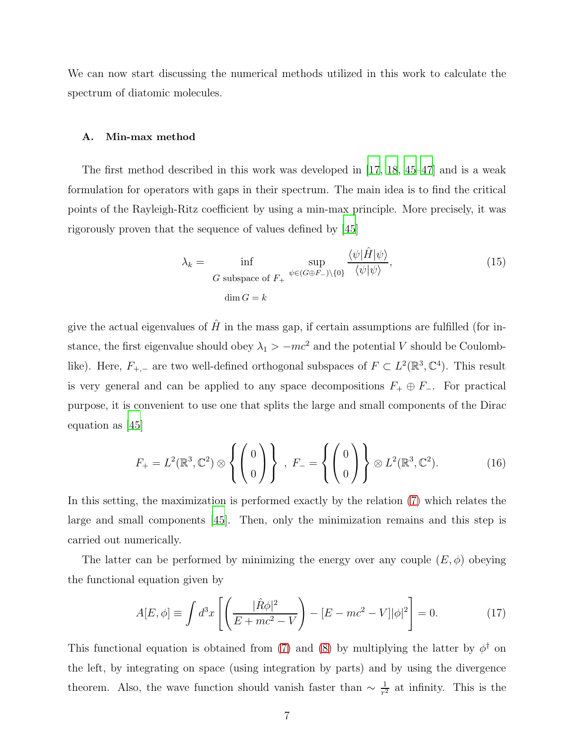We can now start discussing the numerical methods utilized in this work to calculate the spectrum of diatomic molecules.

### A. Min-max method

The first method described in this work was developed in [17, 18, 45–47] and is a weak formulation for operators with gaps in their spectrum. The main idea is to find the critical points of the Rayleigh-Ritz coefficient by using a min-max principle. More precisely, it was rigorously proven that the sequence of values defined by [45]

$$\lambda_k = \inf_{\substack{G \text{ subspace of } F_+ \\ \dim G = k}} \sup_{\psi \in (G \oplus F_-)\setminus\{0\}} \frac{\langle \psi | \hat{H} | \psi \rangle}{\langle \psi | \psi \rangle}, \tag{15}$$

give the actual eigenvalues of $\hat{H}$ in the mass gap, if certain assumptions are fulfilled (for instance, the first eigenvalue should obey $\lambda_1 > -mc^2$ and the potential $V$ should be Coulomb-like). Here, $F_{+,-}$ are two well-defined orthogonal subspaces of $F \subset L^2(\mathbb{R}^3, \mathbb{C}^4)$. This result is very general and can be applied to any space decompositions $F_+ \oplus F_-$. For practical purpose, it is convenient to use one that splits the large and small components of the Dirac equation as [45]

$$F_+ = L^2(\mathbb{R}^3, \mathbb{C}^2) \otimes \left\{ \begin{pmatrix} 0 \\ 0 \end{pmatrix} \right\} \ , \ F_- = \left\{ \begin{pmatrix} 0 \\ 0 \end{pmatrix} \right\} \otimes L^2(\mathbb{R}^3, \mathbb{C}^2). \tag{16}$$

In this setting, the maximization is performed exactly by the relation (7) which relates the large and small components [45]. Then, only the minimization remains and this step is carried out numerically.

The latter can be performed by minimizing the energy over any couple $(E, \phi)$ obeying the functional equation given by

$$A[E, \phi] \equiv \int d^3x \left[ \left( \frac{|\hat{R}\phi|^2}{E + mc^2 - V} \right) - [E - mc^2 - V]|\phi|^2 \right] = 0. \tag{17}$$

This functional equation is obtained from (7) and (8) by multiplying the latter by $\phi^\dagger$ on the left, by integrating on space (using integration by parts) and by using the divergence theorem. Also, the wave function should vanish faster than $\sim \frac{1}{r^2}$ at infinity. This is the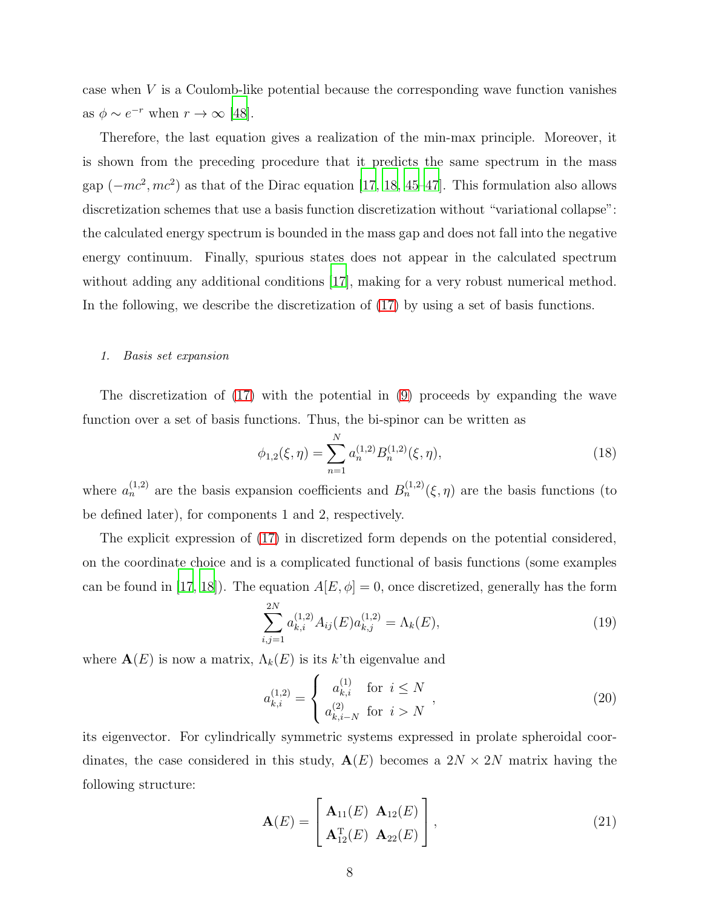case when $V$ is a Coulomb-like potential because the corresponding wave function vanishes as $\phi \sim e^{-r}$ when $r \to \infty$ [48].

Therefore, the last equation gives a realization of the min-max principle. Moreover, it is shown from the preceding procedure that it predicts the same spectrum in the mass gap $(-mc^2, mc^2)$ as that of the Dirac equation [17, 18, 45–47]. This formulation also allows discretization schemes that use a basis function discretization without "variational collapse": the calculated energy spectrum is bounded in the mass gap and does not fall into the negative energy continuum. Finally, spurious states does not appear in the calculated spectrum without adding any additional conditions [17], making for a very robust numerical method. In the following, we describe the discretization of (17) by using a set of basis functions.

### 1. Basis set expansion

The discretization of (17) with the potential in (9) proceeds by expanding the wave function over a set of basis functions. Thus, the bi-spinor can be written as

$$\phi_{1,2}(\xi,\eta) = \sum_{n=1}^{N} a_n^{(1,2)} B_n^{(1,2)}(\xi,\eta), \tag{18}$$

where $a_n^{(1,2)}$ are the basis expansion coefficients and $B_n^{(1,2)}(\xi,\eta)$ are the basis functions (to be defined later), for components 1 and 2, respectively.

The explicit expression of (17) in discretized form depends on the potential considered, on the coordinate choice and is a complicated functional of basis functions (some examples can be found in [17, 18]). The equation $A[E,\phi] = 0$, once discretized, generally has the form

$$\sum_{i,j=1}^{2N} a_{k,i}^{(1,2)} A_{ij}(E) a_{k,j}^{(1,2)} = \Lambda_k(E), \tag{19}$$

where $\mathbf{A}(E)$ is now a matrix, $\Lambda_k(E)$ is its $k$'th eigenvalue and

$$a_{k,i}^{(1,2)} = \begin{cases} a_{k,i}^{(1)} & \text{for } i \leq N \\ a_{k,i-N}^{(2)} & \text{for } i > N \end{cases}, \tag{20}$$

its eigenvector. For cylindrically symmetric systems expressed in prolate spheroidal coordinates, the case considered in this study, $\mathbf{A}(E)$ becomes a $2N \times 2N$ matrix having the following structure:

$$\mathbf{A}(E) = \begin{bmatrix} \mathbf{A}_{11}(E) & \mathbf{A}_{12}(E) \\ \mathbf{A}_{12}^{\mathrm{T}}(E) & \mathbf{A}_{22}(E) \end{bmatrix}, \tag{21}$$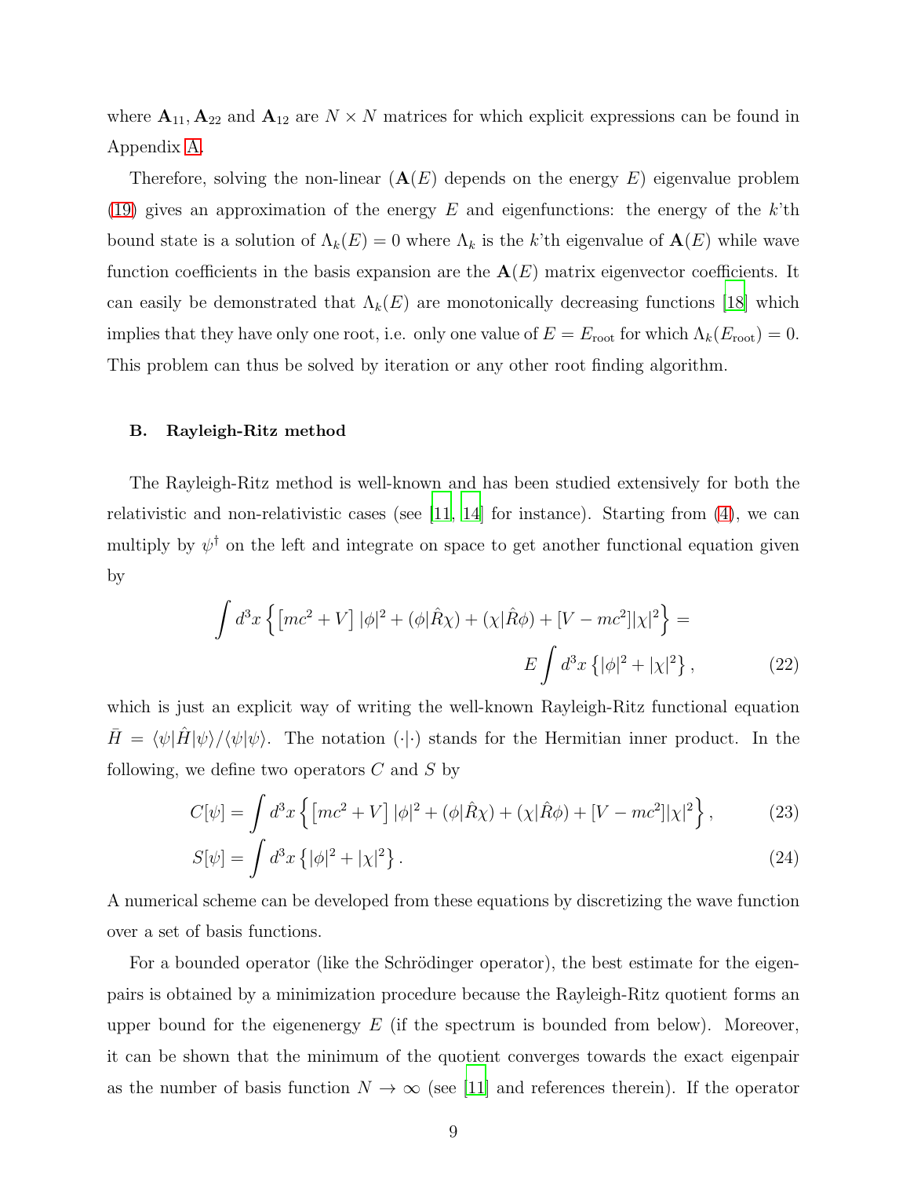where $\mathbf{A}_{11}, \mathbf{A}_{22}$ and $\mathbf{A}_{12}$ are $N \times N$ matrices for which explicit expressions can be found in Appendix A.

Therefore, solving the non-linear ($\mathbf{A}(E)$ depends on the energy $E$) eigenvalue problem (19) gives an approximation of the energy $E$ and eigenfunctions: the energy of the $k$'th bound state is a solution of $\Lambda_k(E) = 0$ where $\Lambda_k$ is the $k$'th eigenvalue of $\mathbf{A}(E)$ while wave function coefficients in the basis expansion are the $\mathbf{A}(E)$ matrix eigenvector coefficients. It can easily be demonstrated that $\Lambda_k(E)$ are monotonically decreasing functions [18] which implies that they have only one root, i.e. only one value of $E = E_{\text{root}}$ for which $\Lambda_k(E_{\text{root}}) = 0$. This problem can thus be solved by iteration or any other root finding algorithm.

### B. Rayleigh-Ritz method

The Rayleigh-Ritz method is well-known and has been studied extensively for both the relativistic and non-relativistic cases (see [11, 14] for instance). Starting from (4), we can multiply by $\psi^\dagger$ on the left and integrate on space to get another functional equation given by

$$
\int d^3x \left\{ \left[mc^2 + V\right] |\phi|^2 + (\phi|\hat{R}\chi) + (\chi|\hat{R}\phi) + [V - mc^2]|\chi|^2 \right\} = E \int d^3x \left\{ |\phi|^2 + |\chi|^2 \right\}, \tag{22}
$$

which is just an explicit way of writing the well-known Rayleigh-Ritz functional equation $\bar{H} = \langle\psi|\hat{H}|\psi\rangle / \langle\psi|\psi\rangle$. The notation $(\cdot|\cdot)$ stands for the Hermitian inner product. In the following, we define two operators $C$ and $S$ by

$$
C[\psi] = \int d^3x \left\{ \left[mc^2 + V\right] |\phi|^2 + (\phi|\hat{R}\chi) + (\chi|\hat{R}\phi) + [V - mc^2]|\chi|^2 \right\}, \tag{23}
$$

$$
S[\psi] = \int d^3x \left\{ |\phi|^2 + |\chi|^2 \right\}. \tag{24}
$$

A numerical scheme can be developed from these equations by discretizing the wave function over a set of basis functions.

For a bounded operator (like the Schrödinger operator), the best estimate for the eigenpairs is obtained by a minimization procedure because the Rayleigh-Ritz quotient forms an upper bound for the eigenenergy $E$ (if the spectrum is bounded from below). Moreover, it can be shown that the minimum of the quotient converges towards the exact eigenpair as the number of basis function $N \to \infty$ (see [11] and references therein). If the operator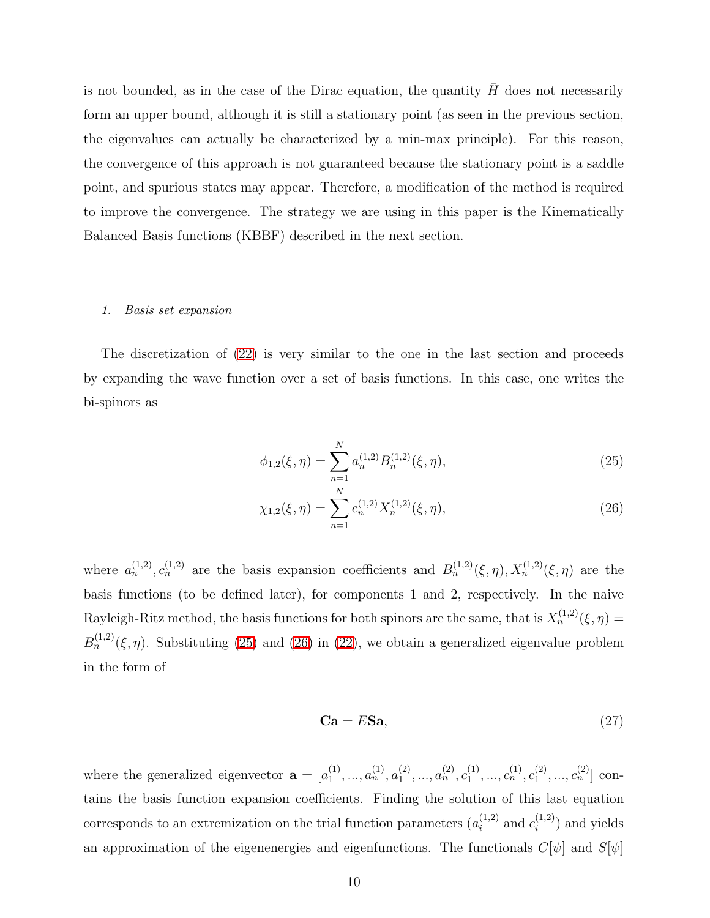is not bounded, as in the case of the Dirac equation, the quantity $\bar{H}$ does not necessarily form an upper bound, although it is still a stationary point (as seen in the previous section, the eigenvalues can actually be characterized by a min-max principle). For this reason, the convergence of this approach is not guaranteed because the stationary point is a saddle point, and spurious states may appear. Therefore, a modification of the method is required to improve the convergence. The strategy we are using in this paper is the Kinematically Balanced Basis functions (KBBF) described in the next section.

#### 1. *Basis set expansion*

The discretization of (22) is very similar to the one in the last section and proceeds by expanding the wave function over a set of basis functions. In this case, one writes the bi-spinors as

$$\phi_{1,2}(\xi,\eta) = \sum_{n=1}^{N} a_n^{(1,2)} B_n^{(1,2)}(\xi,\eta), \tag{25}$$

$$\chi_{1,2}(\xi,\eta) = \sum_{n=1}^{N} c_n^{(1,2)} X_n^{(1,2)}(\xi,\eta), \tag{26}$$

where $a_n^{(1,2)}, c_n^{(1,2)}$ are the basis expansion coefficients and $B_n^{(1,2)}(\xi,\eta), X_n^{(1,2)}(\xi,\eta)$ are the basis functions (to be defined later), for components 1 and 2, respectively. In the naive Rayleigh-Ritz method, the basis functions for both spinors are the same, that is $X_n^{(1,2)}(\xi,\eta) = B_n^{(1,2)}(\xi,\eta)$. Substituting (25) and (26) in (22), we obtain a generalized eigenvalue problem in the form of

$$\mathbf{Ca} = E\mathbf{Sa}, \tag{27}$$

where the generalized eigenvector $\mathbf{a} = [a_1^{(1)},...,a_n^{(1)},a_1^{(2)},...,a_n^{(2)},c_1^{(1)},...,c_n^{(1)},c_1^{(2)},...,c_n^{(2)}]$ contains the basis function expansion coefficients. Finding the solution of this last equation corresponds to an extremization on the trial function parameters ($a_i^{(1,2)}$ and $c_i^{(1,2)}$) and yields an approximation of the eigenenergies and eigenfunctions. The functionals $C[\psi]$ and $S[\psi]$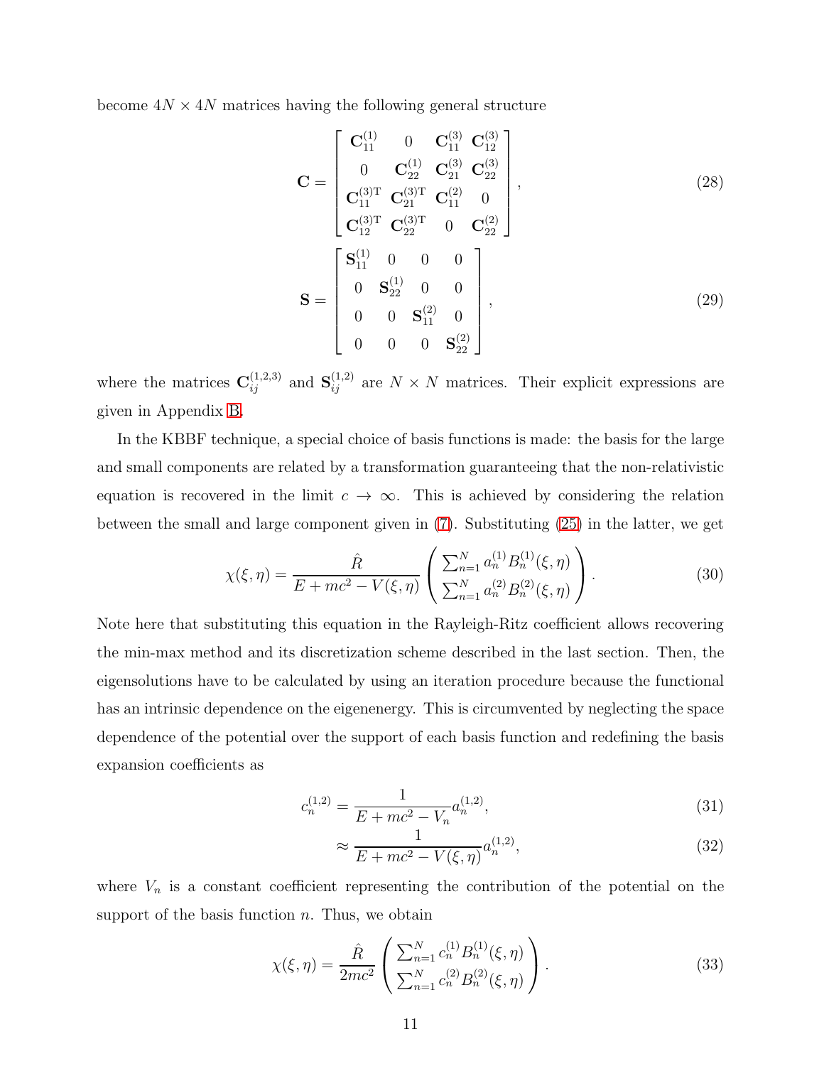become $4N \times 4N$ matrices having the following general structure

$$
\mathbf{C} = \begin{bmatrix} \mathbf{C}_{11}^{(1)} & 0 & \mathbf{C}_{11}^{(3)} & \mathbf{C}_{12}^{(3)} \\ 0 & \mathbf{C}_{22}^{(1)} & \mathbf{C}_{21}^{(3)} & \mathbf{C}_{22}^{(3)} \\ \mathbf{C}_{11}^{(3)\mathrm{T}} & \mathbf{C}_{21}^{(3)\mathrm{T}} & \mathbf{C}_{11}^{(2)} & 0 \\ \mathbf{C}_{12}^{(3)\mathrm{T}} & \mathbf{C}_{22}^{(3)\mathrm{T}} & 0 & \mathbf{C}_{22}^{(2)} \end{bmatrix}, \tag{28}
$$

$$
\mathbf{S} = \begin{bmatrix} \mathbf{S}_{11}^{(1)} & 0 & 0 & 0 \\ 0 & \mathbf{S}_{22}^{(1)} & 0 & 0 \\ 0 & 0 & \mathbf{S}_{11}^{(2)} & 0 \\ 0 & 0 & 0 & \mathbf{S}_{22}^{(2)} \end{bmatrix}, \tag{29}
$$

where the matrices $\mathbf{C}_{ij}^{(1,2,3)}$ and $\mathbf{S}_{ij}^{(1,2)}$ are $N \times N$ matrices. Their explicit expressions are given in Appendix B.

In the KBBF technique, a special choice of basis functions is made: the basis for the large and small components are related by a transformation guaranteeing that the non-relativistic equation is recovered in the limit $c \to \infty$. This is achieved by considering the relation between the small and large component given in (7). Substituting (25) in the latter, we get

$$
\chi(\xi,\eta) = \frac{\hat{R}}{E + mc^2 - V(\xi,\eta)} \begin{pmatrix} \sum_{n=1}^{N} a_n^{(1)} B_n^{(1)}(\xi,\eta) \\ \sum_{n=1}^{N} a_n^{(2)} B_n^{(2)}(\xi,\eta) \end{pmatrix}. \tag{30}
$$

Note here that substituting this equation in the Rayleigh-Ritz coefficient allows recovering the min-max method and its discretization scheme described in the last section. Then, the eigensolutions have to be calculated by using an iteration procedure because the functional has an intrinsic dependence on the eigenenergy. This is circumvented by neglecting the space dependence of the potential over the support of each basis function and redefining the basis expansion coefficients as

$$
c_n^{(1,2)} = \frac{1}{E + mc^2 - V_n} a_n^{(1,2)}, \tag{31}
$$

$$
\approx \frac{1}{E + mc^2 - V(\xi,\eta)} a_n^{(1,2)}, \tag{32}
$$

where $V_n$ is a constant coefficient representing the contribution of the potential on the support of the basis function $n$. Thus, we obtain

$$
\chi(\xi,\eta) = \frac{\hat{R}}{2mc^2} \begin{pmatrix} \sum_{n=1}^{N} c_n^{(1)} B_n^{(1)}(\xi,\eta) \\ \sum_{n=1}^{N} c_n^{(2)} B_n^{(2)}(\xi,\eta) \end{pmatrix}. \tag{33}
$$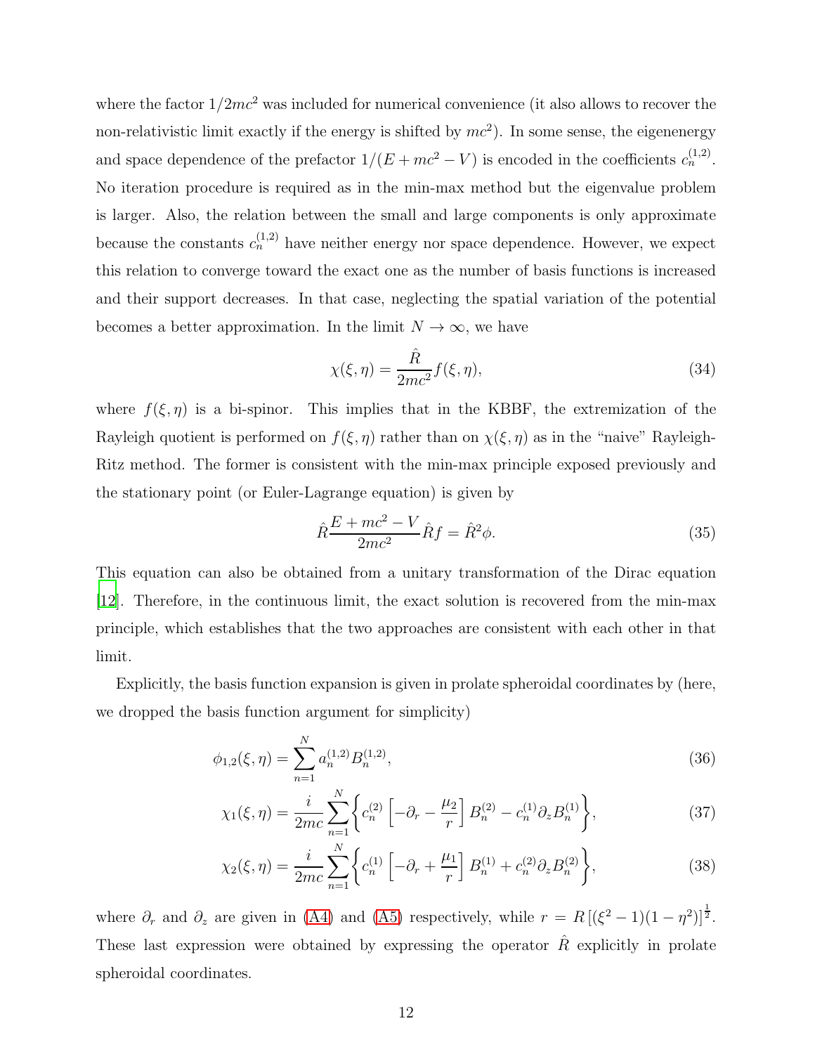where the factor $1/2mc^2$ was included for numerical convenience (it also allows to recover the non-relativistic limit exactly if the energy is shifted by $mc^2$). In some sense, the eigenenergy and space dependence of the prefactor $1/(E + mc^2 - V)$ is encoded in the coefficients $c_n^{(1,2)}$. No iteration procedure is required as in the min-max method but the eigenvalue problem is larger. Also, the relation between the small and large components is only approximate because the constants $c_n^{(1,2)}$ have neither energy nor space dependence. However, we expect this relation to converge toward the exact one as the number of basis functions is increased and their support decreases. In that case, neglecting the spatial variation of the potential becomes a better approximation. In the limit $N \to \infty$, we have

$$\chi(\xi, \eta) = \frac{\hat{R}}{2mc^2} f(\xi, \eta), \tag{34}$$

where $f(\xi, \eta)$ is a bi-spinor. This implies that in the KBBF, the extremization of the Rayleigh quotient is performed on $f(\xi, \eta)$ rather than on $\chi(\xi, \eta)$ as in the "naive" Rayleigh-Ritz method. The former is consistent with the min-max principle exposed previously and the stationary point (or Euler-Lagrange equation) is given by

$$\hat{R}\frac{E + mc^2 - V}{2mc^2}\hat{R}f = \hat{R}^2\phi. \tag{35}$$

This equation can also be obtained from a unitary transformation of the Dirac equation [12]. Therefore, in the continuous limit, the exact solution is recovered from the min-max principle, which establishes that the two approaches are consistent with each other in that limit.

Explicitly, the basis function expansion is given in prolate spheroidal coordinates by (here, we dropped the basis function argument for simplicity)

$$\phi_{1,2}(\xi, \eta) = \sum_{n=1}^{N} a_n^{(1,2)} B_n^{(1,2)}, \tag{36}$$

$$\chi_1(\xi, \eta) = \frac{i}{2mc} \sum_{n=1}^{N} \left\{ c_n^{(2)} \left[ -\partial_r - \frac{\mu_2}{r} \right] B_n^{(2)} - c_n^{(1)} \partial_z B_n^{(1)} \right\}, \tag{37}$$

$$\chi_2(\xi, \eta) = \frac{i}{2mc} \sum_{n=1}^{N} \left\{ c_n^{(1)} \left[ -\partial_r + \frac{\mu_1}{r} \right] B_n^{(1)} + c_n^{(2)} \partial_z B_n^{(2)} \right\}, \tag{38}$$

where $\partial_r$ and $\partial_z$ are given in (A4) and (A5) respectively, while $r = R\left[(\xi^2 - 1)(1 - \eta^2)\right]^{\frac{1}{2}}$. These last expression were obtained by expressing the operator $\hat{R}$ explicitly in prolate spheroidal coordinates.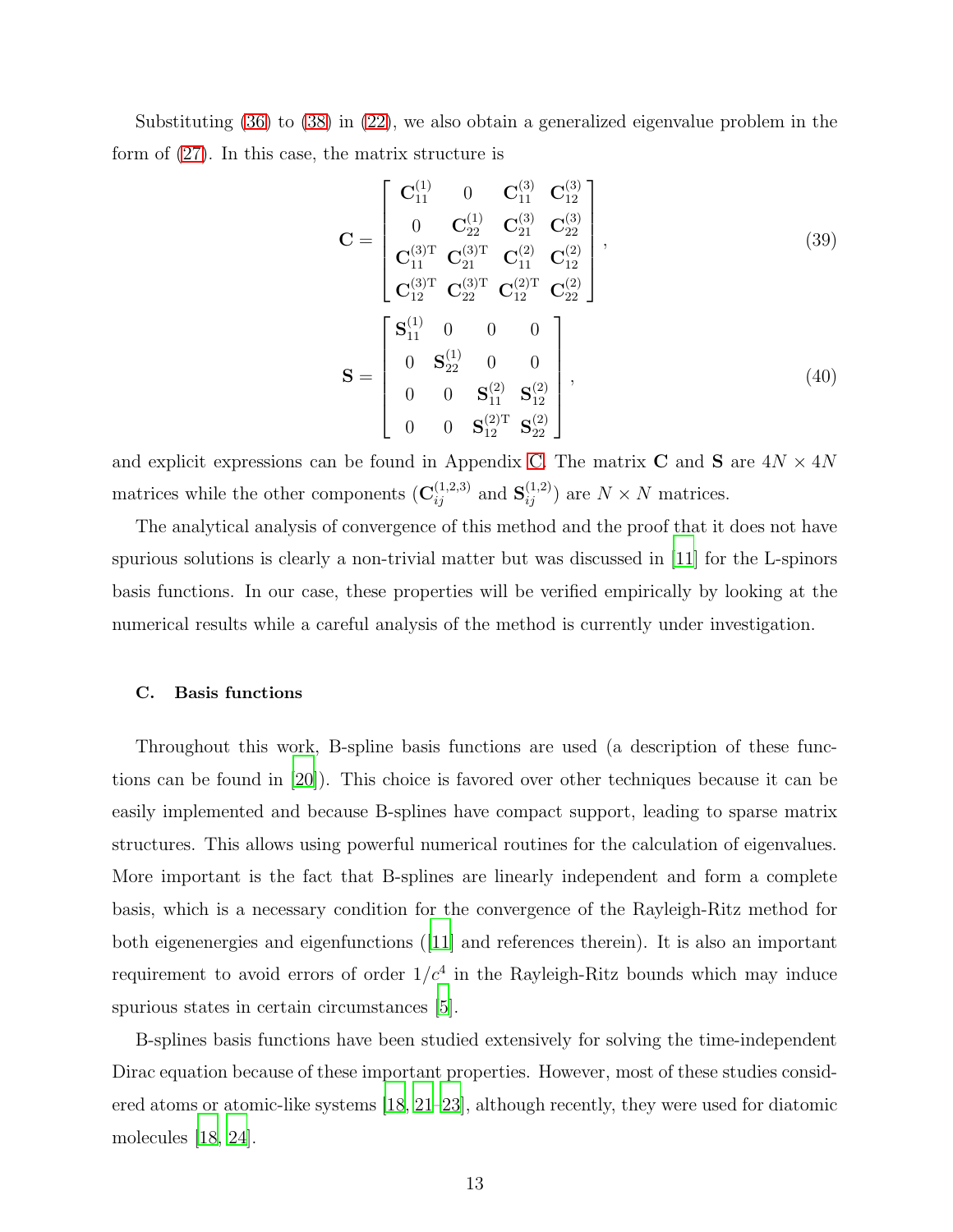Substituting (36) to (38) in (22), we also obtain a generalized eigenvalue problem in the form of (27). In this case, the matrix structure is

$$
\mathbf{C} = \begin{bmatrix} \mathbf{C}_{11}^{(1)} & 0 & \mathbf{C}_{11}^{(3)} & \mathbf{C}_{12}^{(3)} \\ 0 & \mathbf{C}_{22}^{(1)} & \mathbf{C}_{21}^{(3)} & \mathbf{C}_{22}^{(3)} \\ \mathbf{C}_{11}^{(3)\mathrm{T}} & \mathbf{C}_{21}^{(3)\mathrm{T}} & \mathbf{C}_{11}^{(2)} & \mathbf{C}_{12}^{(2)} \\ \mathbf{C}_{12}^{(3)\mathrm{T}} & \mathbf{C}_{22}^{(3)\mathrm{T}} & \mathbf{C}_{12}^{(2)\mathrm{T}} & \mathbf{C}_{22}^{(2)} \end{bmatrix}, \tag{39}
$$

$$
\mathbf{S} = \begin{bmatrix} \mathbf{S}_{11}^{(1)} & 0 & 0 & 0 \\ 0 & \mathbf{S}_{22}^{(1)} & 0 & 0 \\ 0 & 0 & \mathbf{S}_{11}^{(2)} & \mathbf{S}_{12}^{(2)} \\ 0 & 0 & \mathbf{S}_{12}^{(2)\mathrm{T}} & \mathbf{S}_{22}^{(2)} \end{bmatrix}, \tag{40}
$$

and explicit expressions can be found in Appendix C. The matrix $\mathbf{C}$ and $\mathbf{S}$ are $4N \times 4N$ matrices while the other components ($\mathbf{C}_{ij}^{(1,2,3)}$ and $\mathbf{S}_{ij}^{(1,2)}$) are $N \times N$ matrices.

The analytical analysis of convergence of this method and the proof that it does not have spurious solutions is clearly a non-trivial matter but was discussed in [11] for the L-spinors basis functions. In our case, these properties will be verified empirically by looking at the numerical results while a careful analysis of the method is currently under investigation.

### C. Basis functions

Throughout this work, B-spline basis functions are used (a description of these functions can be found in [20]). This choice is favored over other techniques because it can be easily implemented and because B-splines have compact support, leading to sparse matrix structures. This allows using powerful numerical routines for the calculation of eigenvalues. More important is the fact that B-splines are linearly independent and form a complete basis, which is a necessary condition for the convergence of the Rayleigh-Ritz method for both eigenenergies and eigenfunctions ([11] and references therein). It is also an important requirement to avoid errors of order $1/c^4$ in the Rayleigh-Ritz bounds which may induce spurious states in certain circumstances [5].

B-splines basis functions have been studied extensively for solving the time-independent Dirac equation because of these important properties. However, most of these studies considered atoms or atomic-like systems [18, 21–23], although recently, they were used for diatomic molecules [18, 24].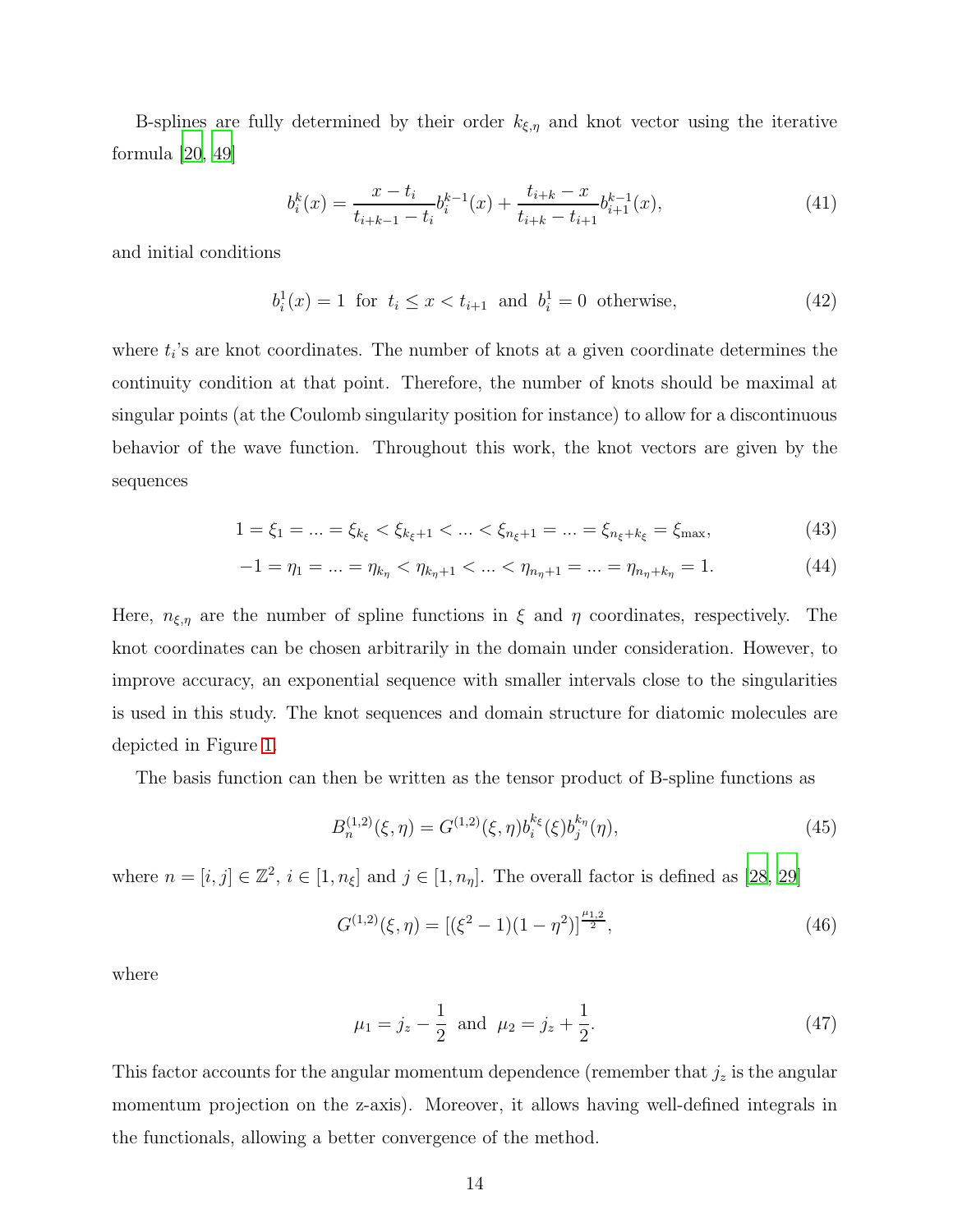B-splines are fully determined by their order $k_{\xi,\eta}$ and knot vector using the iterative formula [20, 49]

$$b_i^k(x) = \frac{x - t_i}{t_{i+k-1} - t_i} b_i^{k-1}(x) + \frac{t_{i+k} - x}{t_{i+k} - t_{i+1}} b_{i+1}^{k-1}(x), \tag{41}$$

and initial conditions

$$b_i^1(x) = 1 \text{ for } t_i \leq x < t_{i+1} \text{ and } b_i^1 = 0 \text{ otherwise}, \tag{42}$$

where $t_i$'s are knot coordinates. The number of knots at a given coordinate determines the continuity condition at that point. Therefore, the number of knots should be maximal at singular points (at the Coulomb singularity position for instance) to allow for a discontinuous behavior of the wave function. Throughout this work, the knot vectors are given by the sequences

$$1 = \xi_1 = ... = \xi_{k_\xi} < \xi_{k_\xi+1} < ... < \xi_{n_\xi+1} = ... = \xi_{n_\xi+k_\xi} = \xi_{\max}, \tag{43}$$

$$-1 = \eta_1 = ... = \eta_{k_\eta} < \eta_{k_\eta+1} < ... < \eta_{n_\eta+1} = ... = \eta_{n_\eta+k_\eta} = 1. \tag{44}$$

Here, $n_{\xi,\eta}$ are the number of spline functions in $\xi$ and $\eta$ coordinates, respectively. The knot coordinates can be chosen arbitrarily in the domain under consideration. However, to improve accuracy, an exponential sequence with smaller intervals close to the singularities is used in this study. The knot sequences and domain structure for diatomic molecules are depicted in Figure 1.

The basis function can then be written as the tensor product of B-spline functions as

$$B_n^{(1,2)}(\xi, \eta) = G^{(1,2)}(\xi, \eta) b_i^{k_\xi}(\xi) b_j^{k_\eta}(\eta), \tag{45}$$

where $n = [i, j] \in \mathbb{Z}^2$, $i \in [1, n_\xi]$ and $j \in [1, n_\eta]$. The overall factor is defined as [28, 29]

$$G^{(1,2)}(\xi, \eta) = [(\xi^2 - 1)(1 - \eta^2)]^{\frac{\mu_{1,2}}{2}}, \tag{46}$$

where

$$\mu_1 = j_z - \frac{1}{2} \text{ and } \mu_2 = j_z + \frac{1}{2}. \tag{47}$$

This factor accounts for the angular momentum dependence (remember that $j_z$ is the angular momentum projection on the z-axis). Moreover, it allows having well-defined integrals in the functionals, allowing a better convergence of the method.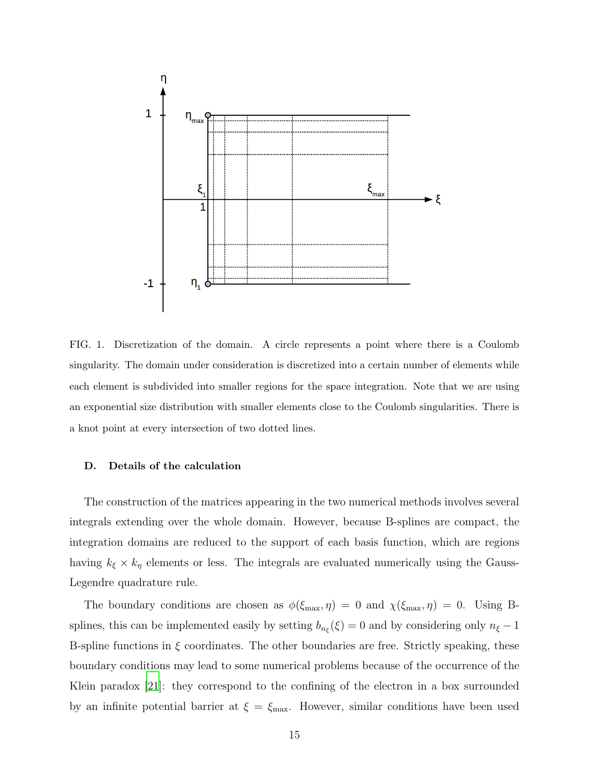η

1

$\eta_{max}$

$\xi_1$

1

$\xi_{max}$

ξ

-1

$\eta_1$

FIG. 1. Discretization of the domain. A circle represents a point where there is a Coulomb singularity. The domain under consideration is discretized into a certain number of elements while each element is subdivided into smaller regions for the space integration. Note that we are using an exponential size distribution with smaller elements close to the Coulomb singularities. There is a knot point at every intersection of two dotted lines.

### D. Details of the calculation

The construction of the matrices appearing in the two numerical methods involves several integrals extending over the whole domain. However, because B-splines are compact, the integration domains are reduced to the support of each basis function, which are regions having $k_\xi \times k_\eta$ elements or less. The integrals are evaluated numerically using the Gauss-Legendre quadrature rule.

The boundary conditions are chosen as $\phi(\xi_{\max}, \eta) = 0$ and $\chi(\xi_{\max}, \eta) = 0$. Using B-splines, this can be implemented easily by setting $b_{n_\xi}(\xi) = 0$ and by considering only $n_\xi - 1$ B-spline functions in $\xi$ coordinates. The other boundaries are free. Strictly speaking, these boundary conditions may lead to some numerical problems because of the occurrence of the Klein paradox [21]: they correspond to the confining of the electron in a box surrounded by an infinite potential barrier at $\xi = \xi_{\max}$. However, similar conditions have been used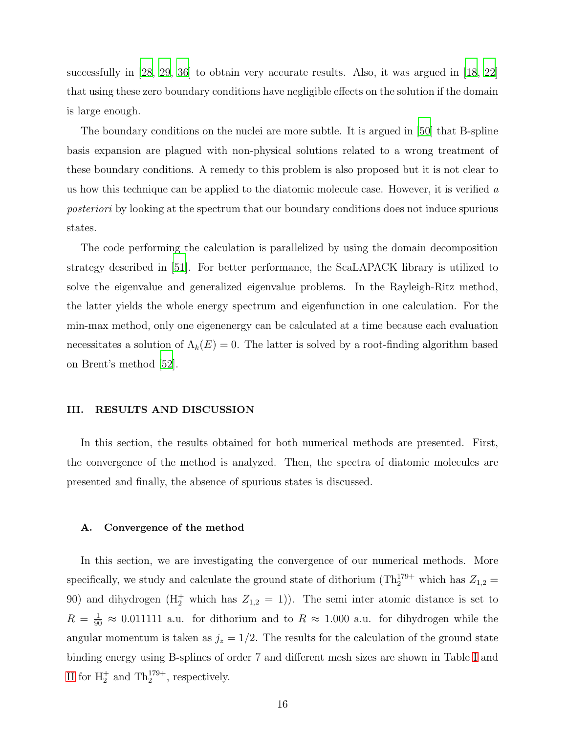successfully in [28, 29, 36] to obtain very accurate results. Also, it was argued in [18, 22] that using these zero boundary conditions have negligible effects on the solution if the domain is large enough.

The boundary conditions on the nuclei are more subtle. It is argued in [50] that B-spline basis expansion are plagued with non-physical solutions related to a wrong treatment of these boundary conditions. A remedy to this problem is also proposed but it is not clear to us how this technique can be applied to the diatomic molecule case. However, it is verified *a posteriori* by looking at the spectrum that our boundary conditions does not induce spurious states.

The code performing the calculation is parallelized by using the domain decomposition strategy described in [51]. For better performance, the ScaLAPACK library is utilized to solve the eigenvalue and generalized eigenvalue problems. In the Rayleigh-Ritz method, the latter yields the whole energy spectrum and eigenfunction in one calculation. For the min-max method, only one eigenenergy can be calculated at a time because each evaluation necessitates a solution of $\Lambda_k(E) = 0$. The latter is solved by a root-finding algorithm based on Brent's method [52].

## III. RESULTS AND DISCUSSION

In this section, the results obtained for both numerical methods are presented. First, the convergence of the method is analyzed. Then, the spectra of diatomic molecules are presented and finally, the absence of spurious states is discussed.

### A. Convergence of the method

In this section, we are investigating the convergence of our numerical methods. More specifically, we study and calculate the ground state of dithorium ($Th_2^{179+}$ which has $Z_{1,2} = 90$) and dihydrogen ($H_2^+$ which has $Z_{1,2} = 1$)). The semi inter atomic distance is set to $R = \frac{1}{90} \approx 0.011111$ a.u. for dithorium and to $R \approx 1.000$ a.u. for dihydrogen while the angular momentum is taken as $j_z = 1/2$. The results for the calculation of the ground state binding energy using B-splines of order 7 and different mesh sizes are shown in Table I and II for $H_2^+$ and $Th_2^{179+}$, respectively.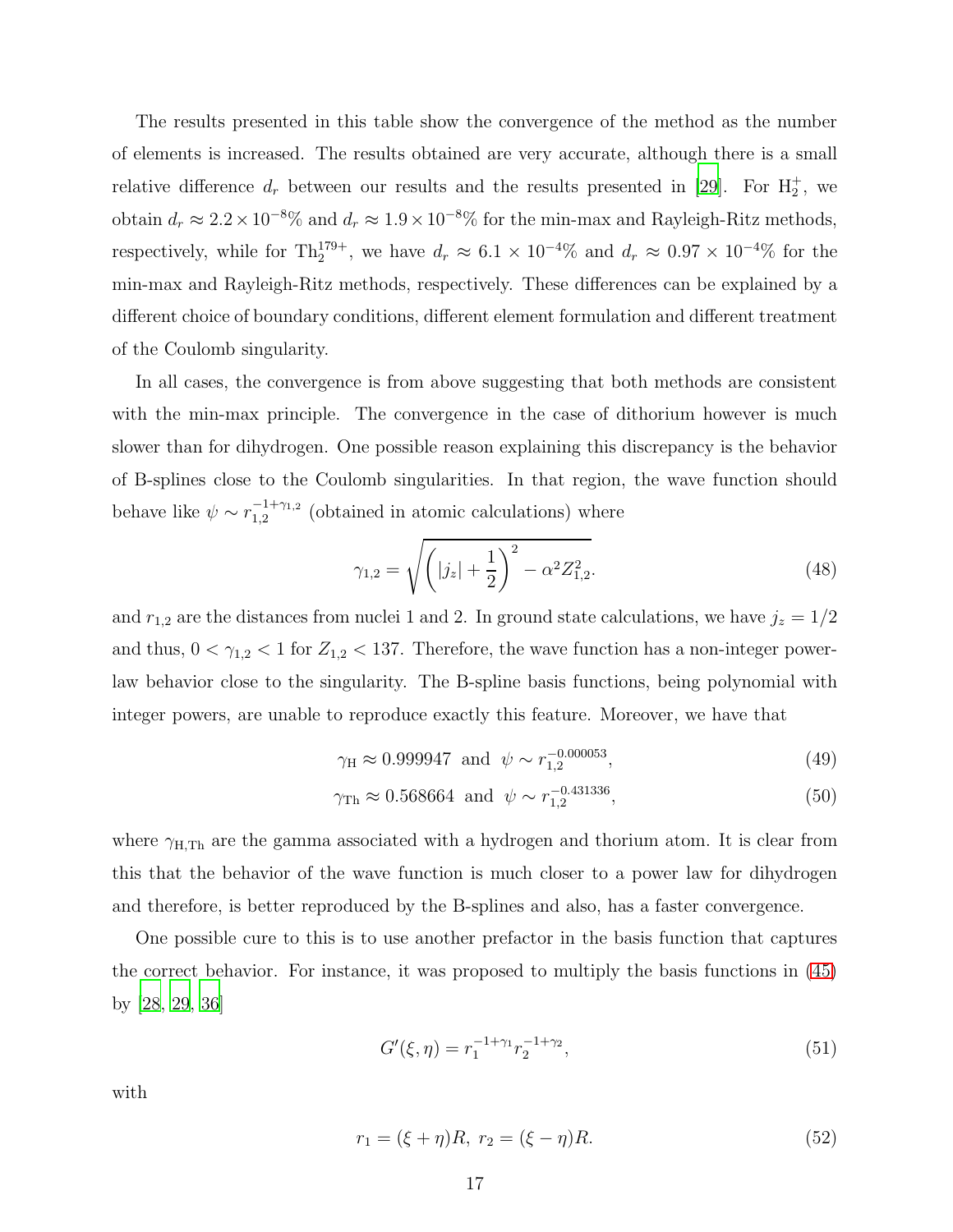The results presented in this table show the convergence of the method as the number of elements is increased. The results obtained are very accurate, although there is a small relative difference $d_r$ between our results and the results presented in [29]. For $H_2^+$, we obtain $d_r \approx 2.2 \times 10^{-8}\%$ and $d_r \approx 1.9 \times 10^{-8}\%$ for the min-max and Rayleigh-Ritz methods, respectively, while for $Th_2^{179+}$, we have $d_r \approx 6.1 \times 10^{-4}\%$ and $d_r \approx 0.97 \times 10^{-4}\%$ for the min-max and Rayleigh-Ritz methods, respectively. These differences can be explained by a different choice of boundary conditions, different element formulation and different treatment of the Coulomb singularity.

In all cases, the convergence is from above suggesting that both methods are consistent with the min-max principle. The convergence in the case of dithorium however is much slower than for dihydrogen. One possible reason explaining this discrepancy is the behavior of B-splines close to the Coulomb singularities. In that region, the wave function should behave like $\psi \sim r_{1,2}^{-1+\gamma_{1,2}}$ (obtained in atomic calculations) where

$$\gamma_{1,2} = \sqrt{\left(|j_z| + \frac{1}{2}\right)^2 - \alpha^2 Z_{1,2}^2}. \tag{48}$$

and $r_{1,2}$ are the distances from nuclei 1 and 2. In ground state calculations, we have $j_z = 1/2$ and thus, $0 < \gamma_{1,2} < 1$ for $Z_{1,2} < 137$. Therefore, the wave function has a non-integer power-law behavior close to the singularity. The B-spline basis functions, being polynomial with integer powers, are unable to reproduce exactly this feature. Moreover, we have that

$$\gamma_{\mathrm{H}} \approx 0.999947 \text{ and } \psi \sim r_{1,2}^{-0.000053}, \tag{49}$$

$$\gamma_{\mathrm{Th}} \approx 0.568664 \text{ and } \psi \sim r_{1,2}^{-0.431336}, \tag{50}$$

where $\gamma_{\mathrm{H,Th}}$ are the gamma associated with a hydrogen and thorium atom. It is clear from this that the behavior of the wave function is much closer to a power law for dihydrogen and therefore, is better reproduced by the B-splines and also, has a faster convergence.

One possible cure to this is to use another prefactor in the basis function that captures the correct behavior. For instance, it was proposed to multiply the basis functions in (45) by [28, 29, 36]

$$G'(\xi, \eta) = r_1^{-1+\gamma_1} r_2^{-1+\gamma_2}, \tag{51}$$

with

$$r_1 = (\xi + \eta)R, \; r_2 = (\xi - \eta)R. \tag{52}$$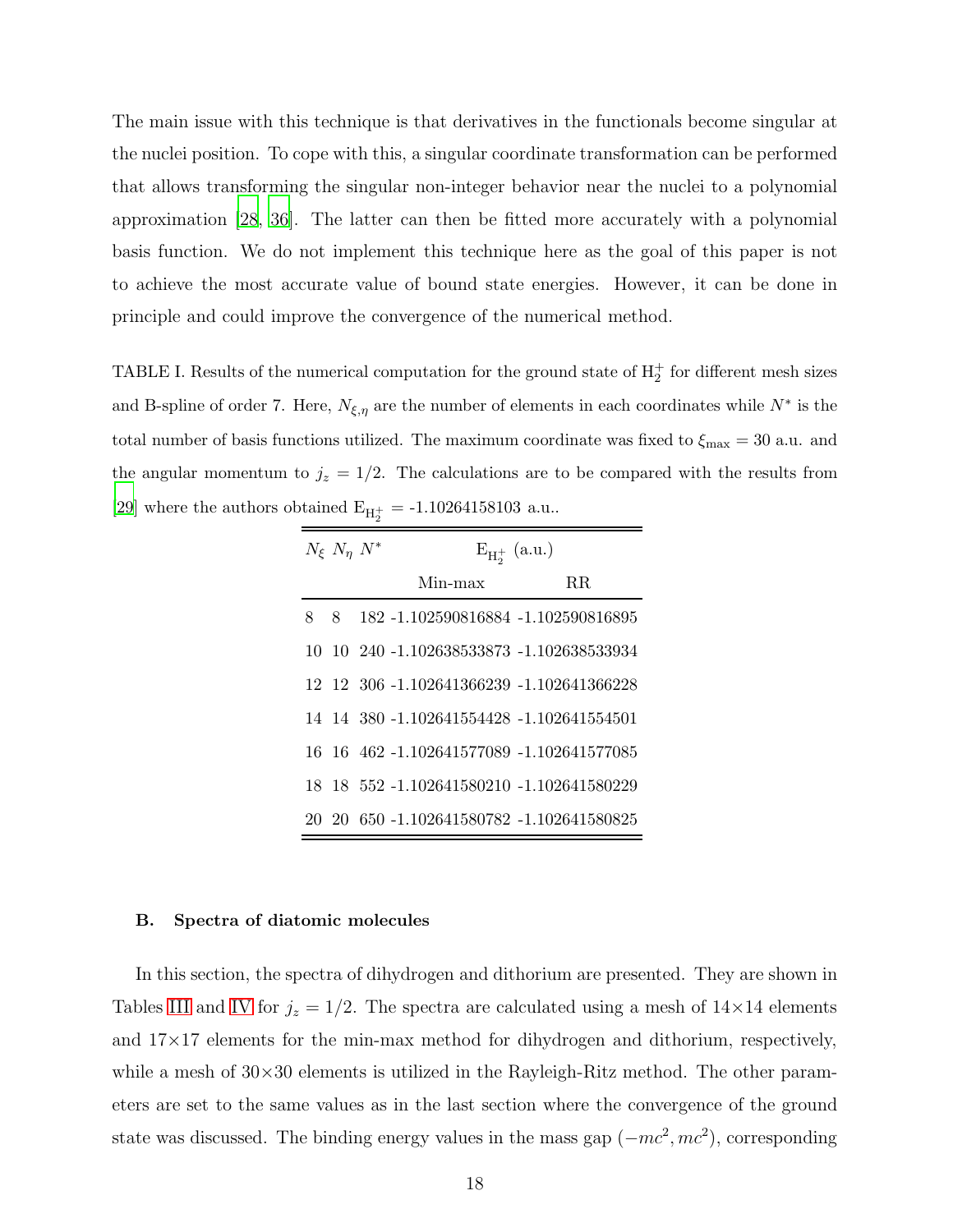The main issue with this technique is that derivatives in the functionals become singular at the nuclei position. To cope with this, a singular coordinate transformation can be performed that allows transforming the singular non-integer behavior near the nuclei to a polynomial approximation [28, 36]. The latter can then be fitted more accurately with a polynomial basis function. We do not implement this technique here as the goal of this paper is not to achieve the most accurate value of bound state energies. However, it can be done in principle and could improve the convergence of the numerical method.

TABLE I. Results of the numerical computation for the ground state of $H_2^+$ for different mesh sizes and B-spline of order 7. Here, $N_{\xi,\eta}$ are the number of elements in each coordinates while $N^*$ is the total number of basis functions utilized. The maximum coordinate was fixed to $\xi_{\max} = 30$ a.u. and the angular momentum to $j_z = 1/2$. The calculations are to be compared with the results from [29] where the authors obtained $E_{H_2^+}$ = -1.10264158103 a.u..

| $N_\xi$ | $N_\eta$ | $N^*$ | $E_{H_2^+}$ (a.u.) | |
|---|---|---|---|---|
| | | | Min-max | RR |
| 8 | 8 | 182 | -1.102590816884 | -1.102590816895 |
| 10 | 10 | 240 | -1.102638533873 | -1.102638533934 |
| 12 | 12 | 306 | -1.102641366239 | -1.102641366228 |
| 14 | 14 | 380 | -1.102641554428 | -1.102641554501 |
| 16 | 16 | 462 | -1.102641577089 | -1.102641577085 |
| 18 | 18 | 552 | -1.102641580210 | -1.102641580229 |
| 20 | 20 | 650 | -1.102641580782 | -1.102641580825 |

### B. Spectra of diatomic molecules

In this section, the spectra of dihydrogen and dithorium are presented. They are shown in Tables III and IV for $j_z = 1/2$. The spectra are calculated using a mesh of 14×14 elements and 17×17 elements for the min-max method for dihydrogen and dithorium, respectively, while a mesh of 30×30 elements is utilized in the Rayleigh-Ritz method. The other parameters are set to the same values as in the last section where the convergence of the ground state was discussed. The binding energy values in the mass gap $(-mc^2, mc^2)$, corresponding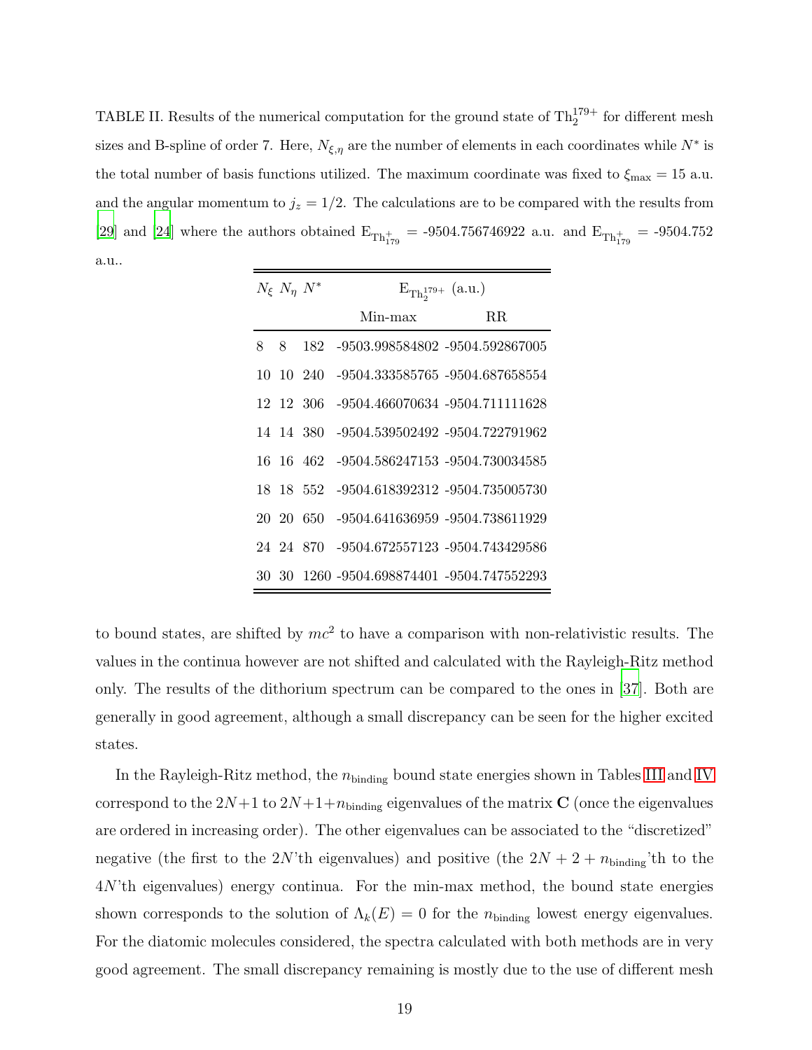TABLE II. Results of the numerical computation for the ground state of $\mathrm{Th}_2^{179+}$ for different mesh sizes and B-spline of order 7. Here, $N_{\xi,\eta}$ are the number of elements in each coordinates while $N^*$ is the total number of basis functions utilized. The maximum coordinate was fixed to $\xi_{\max} = 15$ a.u. and the angular momentum to $j_z = 1/2$. The calculations are to be compared with the results from [29] and [24] where the authors obtained $\mathrm{E}_{\mathrm{Th}^+_{179}}$ = -9504.756746922 a.u. and $\mathrm{E}_{\mathrm{Th}^+_{179}}$ = -9504.752 a.u..

| $N_\xi$ | $N_\eta$ | $N^*$ | $\mathrm{E}_{\mathrm{Th}_2^{179+}}$ (a.u.) Min-max | RR |
|---|---|---|---|---|
| 8 | 8 | 182 | -9503.998584802 | -9504.592867005 |
| 10 | 10 | 240 | -9504.333585765 | -9504.687658554 |
| 12 | 12 | 306 | -9504.466070634 | -9504.711111628 |
| 14 | 14 | 380 | -9504.539502492 | -9504.722791962 |
| 16 | 16 | 462 | -9504.586247153 | -9504.730034585 |
| 18 | 18 | 552 | -9504.618392312 | -9504.735005730 |
| 20 | 20 | 650 | -9504.641636959 | -9504.738611929 |
| 24 | 24 | 870 | -9504.672557123 | -9504.743429586 |
| 30 | 30 | 1260 | -9504.698874401 | -9504.747552293 |

to bound states, are shifted by $mc^2$ to have a comparison with non-relativistic results. The values in the continua however are not shifted and calculated with the Rayleigh-Ritz method only. The results of the dithorium spectrum can be compared to the ones in [37]. Both are generally in good agreement, although a small discrepancy can be seen for the higher excited states.

In the Rayleigh-Ritz method, the $n_{\text{binding}}$ bound state energies shown in Tables III and IV correspond to the $2N+1$ to $2N+1+n_{\text{binding}}$ eigenvalues of the matrix $\mathbf{C}$ (once the eigenvalues are ordered in increasing order). The other eigenvalues can be associated to the "discretized" negative (the first to the $2N$'th eigenvalues) and positive (the $2N+2+n_{\text{binding}}$'th to the $4N$'th eigenvalues) energy continua. For the min-max method, the bound state energies shown corresponds to the solution of $\Lambda_k(E) = 0$ for the $n_{\text{binding}}$ lowest energy eigenvalues. For the diatomic molecules considered, the spectra calculated with both methods are in very good agreement. The small discrepancy remaining is mostly due to the use of different mesh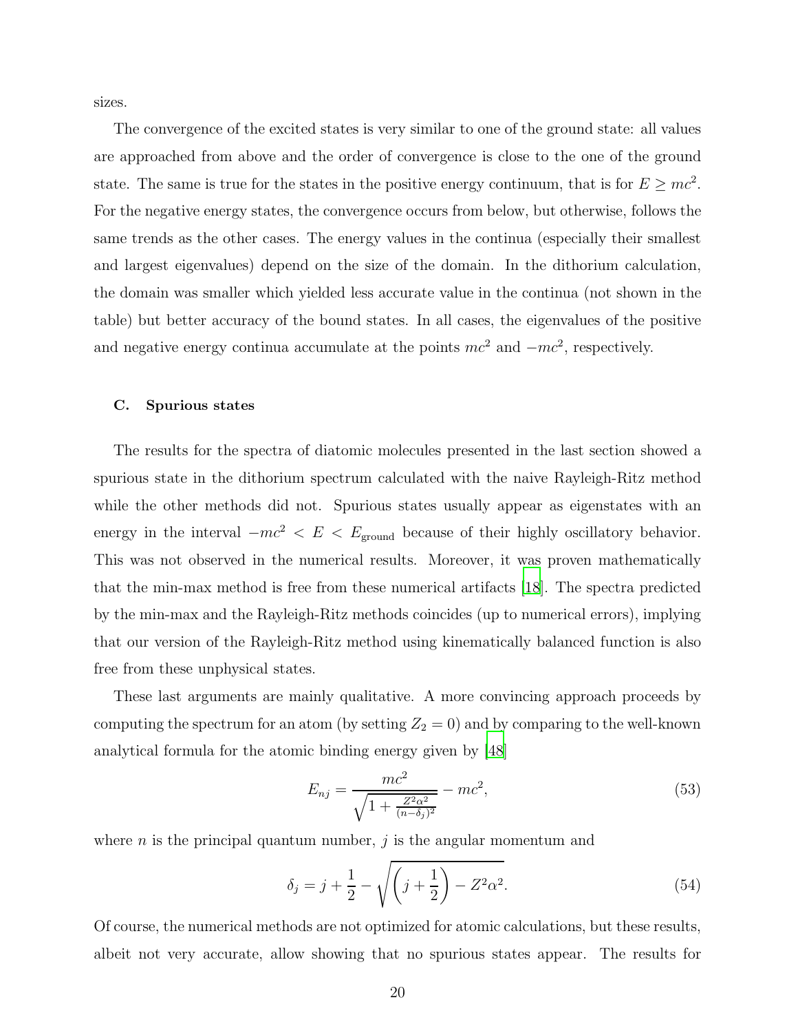sizes.

The convergence of the excited states is very similar to one of the ground state: all values are approached from above and the order of convergence is close to the one of the ground state. The same is true for the states in the positive energy continuum, that is for $E \geq mc^2$. For the negative energy states, the convergence occurs from below, but otherwise, follows the same trends as the other cases. The energy values in the continua (especially their smallest and largest eigenvalues) depend on the size of the domain. In the dithorium calculation, the domain was smaller which yielded less accurate value in the continua (not shown in the table) but better accuracy of the bound states. In all cases, the eigenvalues of the positive and negative energy continua accumulate at the points $mc^2$ and $-mc^2$, respectively.

### C. Spurious states

The results for the spectra of diatomic molecules presented in the last section showed a spurious state in the dithorium spectrum calculated with the naive Rayleigh-Ritz method while the other methods did not. Spurious states usually appear as eigenstates with an energy in the interval $-mc^2 < E < E_{\text{ground}}$ because of their highly oscillatory behavior. This was not observed in the numerical results. Moreover, it was proven mathematically that the min-max method is free from these numerical artifacts [18]. The spectra predicted by the min-max and the Rayleigh-Ritz methods coincides (up to numerical errors), implying that our version of the Rayleigh-Ritz method using kinematically balanced function is also free from these unphysical states.

These last arguments are mainly qualitative. A more convincing approach proceeds by computing the spectrum for an atom (by setting $Z_2 = 0$) and by comparing to the well-known analytical formula for the atomic binding energy given by [48]

$$E_{nj} = \frac{mc^2}{\sqrt{1 + \frac{Z^2\alpha^2}{(n-\delta_j)^2}}} - mc^2, \tag{53}$$

where $n$ is the principal quantum number, $j$ is the angular momentum and

$$\delta_j = j + \frac{1}{2} - \sqrt{\left(j + \frac{1}{2}\right) - Z^2\alpha^2}. \tag{54}$$

Of course, the numerical methods are not optimized for atomic calculations, but these results, albeit not very accurate, allow showing that no spurious states appear. The results for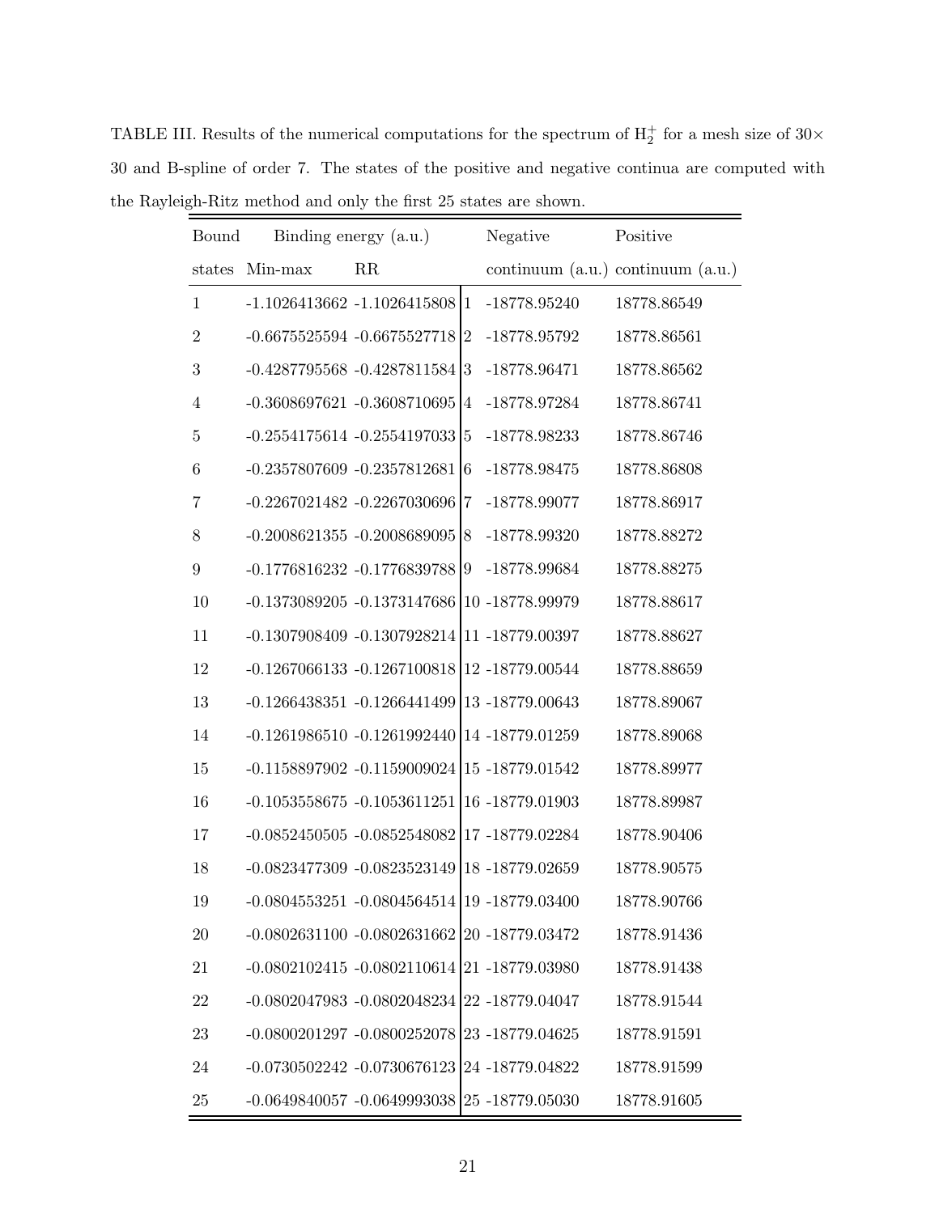TABLE III. Results of the numerical computations for the spectrum of $H_2^+$ for a mesh size of $30\times 30$ and B-spline of order 7. The states of the positive and negative continua are computed with the Rayleigh-Ritz method and only the first 25 states are shown.

| Bound states | Binding energy (a.u.) Min-max | RR | | Negative continuum (a.u.) | Positive continuum (a.u.) |
|---|---|---|---|---|---|
| 1 | -1.1026413662 | -1.1026415808 | 1 | -18778.95240 | 18778.86549 |
| 2 | -0.6675525594 | -0.6675527718 | 2 | -18778.95792 | 18778.86561 |
| 3 | -0.4287795568 | -0.4287811584 | 3 | -18778.96471 | 18778.86562 |
| 4 | -0.3608697621 | -0.3608710695 | 4 | -18778.97284 | 18778.86741 |
| 5 | -0.2554175614 | -0.2554197033 | 5 | -18778.98233 | 18778.86746 |
| 6 | -0.2357807609 | -0.2357812681 | 6 | -18778.98475 | 18778.86808 |
| 7 | -0.2267021482 | -0.2267030696 | 7 | -18778.99077 | 18778.86917 |
| 8 | -0.2008621355 | -0.2008689095 | 8 | -18778.99320 | 18778.88272 |
| 9 | -0.1776816232 | -0.1776839788 | 9 | -18778.99684 | 18778.88275 |
| 10 | -0.1373089205 | -0.1373147686 | 10 | -18778.99979 | 18778.88617 |
| 11 | -0.1307908409 | -0.1307928214 | 11 | -18779.00397 | 18778.88627 |
| 12 | -0.1267066133 | -0.1267100818 | 12 | -18779.00544 | 18778.88659 |
| 13 | -0.1266438351 | -0.1266441499 | 13 | -18779.00643 | 18778.89067 |
| 14 | -0.1261986510 | -0.1261992440 | 14 | -18779.01259 | 18778.89068 |
| 15 | -0.1158897902 | -0.1159009024 | 15 | -18779.01542 | 18778.89977 |
| 16 | -0.1053558675 | -0.1053611251 | 16 | -18779.01903 | 18778.89987 |
| 17 | -0.0852450505 | -0.0852548082 | 17 | -18779.02284 | 18778.90406 |
| 18 | -0.0823477309 | -0.0823523149 | 18 | -18779.02659 | 18778.90575 |
| 19 | -0.0804553251 | -0.0804564514 | 19 | -18779.03400 | 18778.90766 |
| 20 | -0.0802631100 | -0.0802631662 | 20 | -18779.03472 | 18778.91436 |
| 21 | -0.0802102415 | -0.0802110614 | 21 | -18779.03980 | 18778.91438 |
| 22 | -0.0802047983 | -0.0802048234 | 22 | -18779.04047 | 18778.91544 |
| 23 | -0.0800201297 | -0.0800252078 | 23 | -18779.04625 | 18778.91591 |
| 24 | -0.0730502242 | -0.0730676123 | 24 | -18779.04822 | 18778.91599 |
| 25 | -0.0649840057 | -0.0649993038 | 25 | -18779.05030 | 18778.91605 |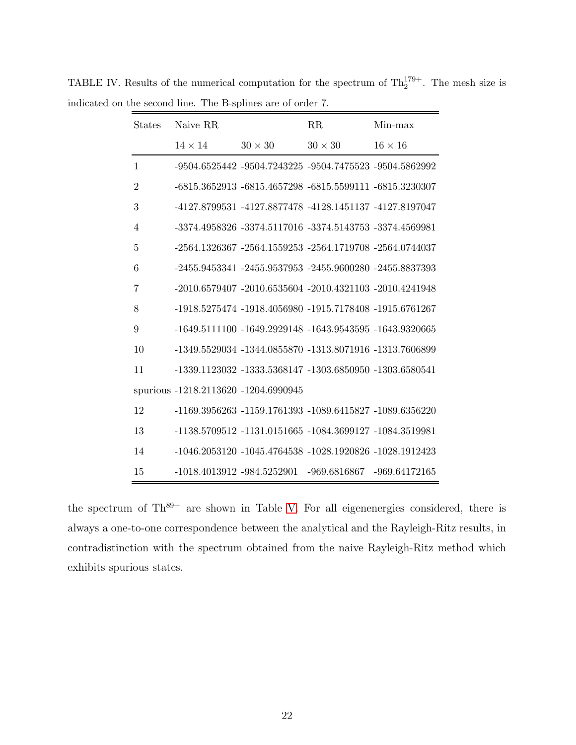TABLE IV. Results of the numerical computation for the spectrum of $\mathrm{Th}_2^{179+}$. The mesh size is indicated on the second line. The B-splines are of order 7.

| States | Naive RR | | RR | Min-max |
|---|---|---|---|---|
| | $14 \times 14$ | $30 \times 30$ | $30 \times 30$ | $16 \times 16$ |
| 1 | -9504.6525442 | -9504.7243225 | -9504.7475523 | -9504.5862992 |
| 2 | -6815.3652913 | -6815.4657298 | -6815.5599111 | -6815.3230307 |
| 3 | -4127.8799531 | -4127.8877478 | -4128.1451137 | -4127.8197047 |
| 4 | -3374.4958326 | -3374.5117016 | -3374.5143753 | -3374.4569981 |
| 5 | -2564.1326367 | -2564.1559253 | -2564.1719708 | -2564.0744037 |
| 6 | -2455.9453341 | -2455.9537953 | -2455.9600280 | -2455.8837393 |
| 7 | -2010.6579407 | -2010.6535604 | -2010.4321103 | -2010.4241948 |
| 8 | -1918.5275474 | -1918.4056980 | -1915.7178408 | -1915.6761267 |
| 9 | -1649.5111100 | -1649.2929148 | -1643.9543595 | -1643.9320665 |
| 10 | -1349.5529034 | -1344.0855870 | -1313.8071916 | -1313.7606899 |
| 11 | -1339.1123032 | -1333.5368147 | -1303.6850950 | -1303.6580541 |
| spurious | -1218.2113620 | -1204.6990945 | | |
| 12 | -1169.3956263 | -1159.1761393 | -1089.6415827 | -1089.6356220 |
| 13 | -1138.5709512 | -1131.0151665 | -1084.3699127 | -1084.3519981 |
| 14 | -1046.2053120 | -1045.4764538 | -1028.1920826 | -1028.1912423 |
| 15 | -1018.4013912 | -984.5252901 | -969.6816867 | -969.64172165 |

the spectrum of $\mathrm{Th}^{89+}$ are shown in Table V. For all eigenenergies considered, there is always a one-to-one correspondence between the analytical and the Rayleigh-Ritz results, in contradistinction with the spectrum obtained from the naive Rayleigh-Ritz method which exhibits spurious states.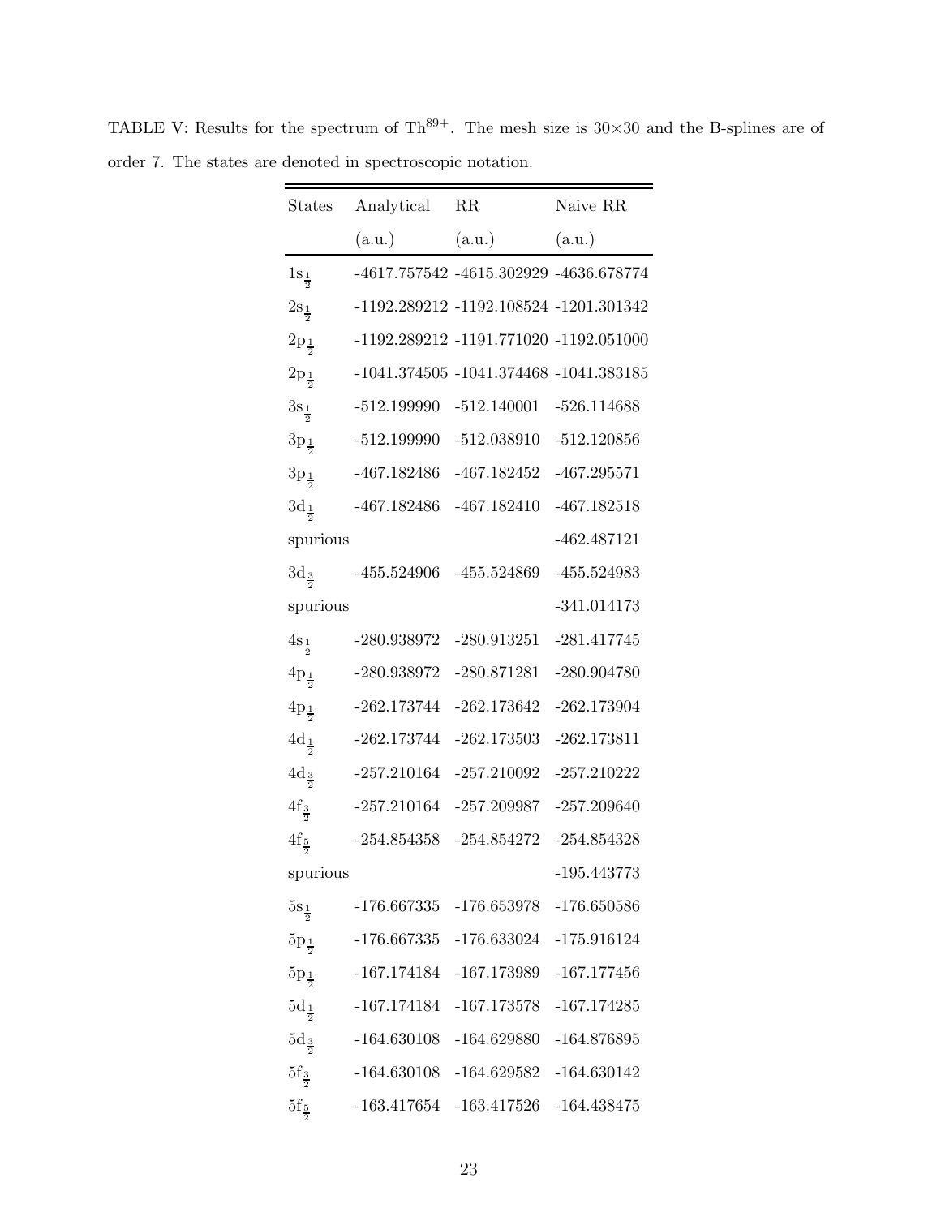TABLE V: Results for the spectrum of $Th^{89+}$. The mesh size is 30×30 and the B-splines are of order 7. The states are denoted in spectroscopic notation.

| States | Analytical (a.u.) | RR (a.u.) | Naive RR (a.u.) |
|---|---|---|---|
| $1s_{\frac{1}{2}}$ | -4617.757542 | -4615.302929 | -4636.678774 |
| $2s_{\frac{1}{2}}$ | -1192.289212 | -1192.108524 | -1201.301342 |
| $2p_{\frac{1}{2}}$ | -1192.289212 | -1191.771020 | -1192.051000 |
| $2p_{\frac{1}{2}}$ | -1041.374505 | -1041.374468 | -1041.383185 |
| $3s_{\frac{1}{2}}$ | -512.199990 | -512.140001 | -526.114688 |
| $3p_{\frac{1}{2}}$ | -512.199990 | -512.038910 | -512.120856 |
| $3p_{\frac{1}{2}}$ | -467.182486 | -467.182452 | -467.295571 |
| $3d_{\frac{1}{2}}$ | -467.182486 | -467.182410 | -467.182518 |
| spurious | | | -462.487121 |
| $3d_{\frac{3}{2}}$ | -455.524906 | -455.524869 | -455.524983 |
| spurious | | | -341.014173 |
| $4s_{\frac{1}{2}}$ | -280.938972 | -280.913251 | -281.417745 |
| $4p_{\frac{1}{2}}$ | -280.938972 | -280.871281 | -280.904780 |
| $4p_{\frac{1}{2}}$ | -262.173744 | -262.173642 | -262.173904 |
| $4d_{\frac{1}{2}}$ | -262.173744 | -262.173503 | -262.173811 |
| $4d_{\frac{3}{2}}$ | -257.210164 | -257.210092 | -257.210222 |
| $4f_{\frac{3}{2}}$ | -257.210164 | -257.209987 | -257.209640 |
| $4f_{\frac{5}{2}}$ | -254.854358 | -254.854272 | -254.854328 |
| spurious | | | -195.443773 |
| $5s_{\frac{1}{2}}$ | -176.667335 | -176.653978 | -176.650586 |
| $5p_{\frac{1}{2}}$ | -176.667335 | -176.633024 | -175.916124 |
| $5p_{\frac{1}{2}}$ | -167.174184 | -167.173989 | -167.177456 |
| $5d_{\frac{1}{2}}$ | -167.174184 | -167.173578 | -167.174285 |
| $5d_{\frac{3}{2}}$ | -164.630108 | -164.629880 | -164.876895 |
| $5f_{\frac{3}{2}}$ | -164.630108 | -164.629582 | -164.630142 |
| $5f_{\frac{5}{2}}$ | -163.417654 | -163.417526 | -164.438475 |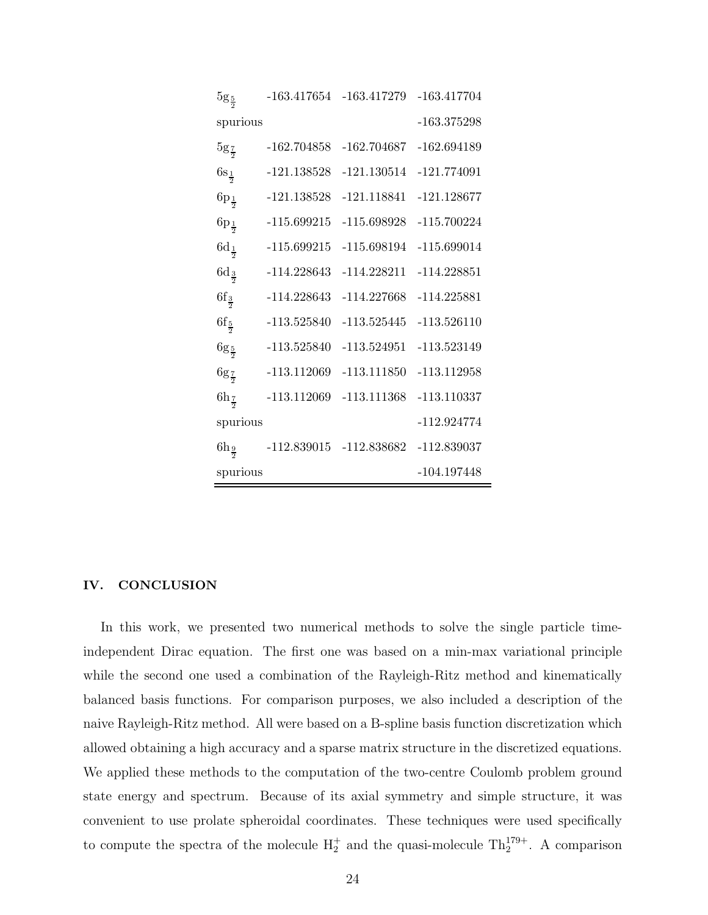| | | | |
|---|---|---|---|
| $5g_{\frac{5}{2}}$ | -163.417654 | -163.417279 | -163.417704 |
| spurious | | | -163.375298 |
| $5g_{\frac{7}{2}}$ | -162.704858 | -162.704687 | -162.694189 |
| $6s_{\frac{1}{2}}$ | -121.138528 | -121.130514 | -121.774091 |
| $6p_{\frac{1}{2}}$ | -121.138528 | -121.118841 | -121.128677 |
| $6p_{\frac{1}{2}}$ | -115.699215 | -115.698928 | -115.700224 |
| $6d_{\frac{1}{2}}$ | -115.699215 | -115.698194 | -115.699014 |
| $6d_{\frac{3}{2}}$ | -114.228643 | -114.228211 | -114.228851 |
| $6f_{\frac{3}{2}}$ | -114.228643 | -114.227668 | -114.225881 |
| $6f_{\frac{5}{2}}$ | -113.525840 | -113.525445 | -113.526110 |
| $6g_{\frac{5}{2}}$ | -113.525840 | -113.524951 | -113.523149 |
| $6g_{\frac{7}{2}}$ | -113.112069 | -113.111850 | -113.112958 |
| $6h_{\frac{7}{2}}$ | -113.112069 | -113.111368 | -113.110337 |
| spurious | | | -112.924774 |
| $6h_{\frac{9}{2}}$ | -112.839015 | -112.838682 | -112.839037 |
| spurious | | | -104.197448 |

## IV. CONCLUSION

In this work, we presented two numerical methods to solve the single particle time-independent Dirac equation. The first one was based on a min-max variational principle while the second one used a combination of the Rayleigh-Ritz method and kinematically balanced basis functions. For comparison purposes, we also included a description of the naive Rayleigh-Ritz method. All were based on a B-spline basis function discretization which allowed obtaining a high accuracy and a sparse matrix structure in the discretized equations. We applied these methods to the computation of the two-centre Coulomb problem ground state energy and spectrum. Because of its axial symmetry and simple structure, it was convenient to use prolate spheroidal coordinates. These techniques were used specifically to compute the spectra of the molecule $H_2^+$ and the quasi-molecule $Th_2^{179+}$. A comparison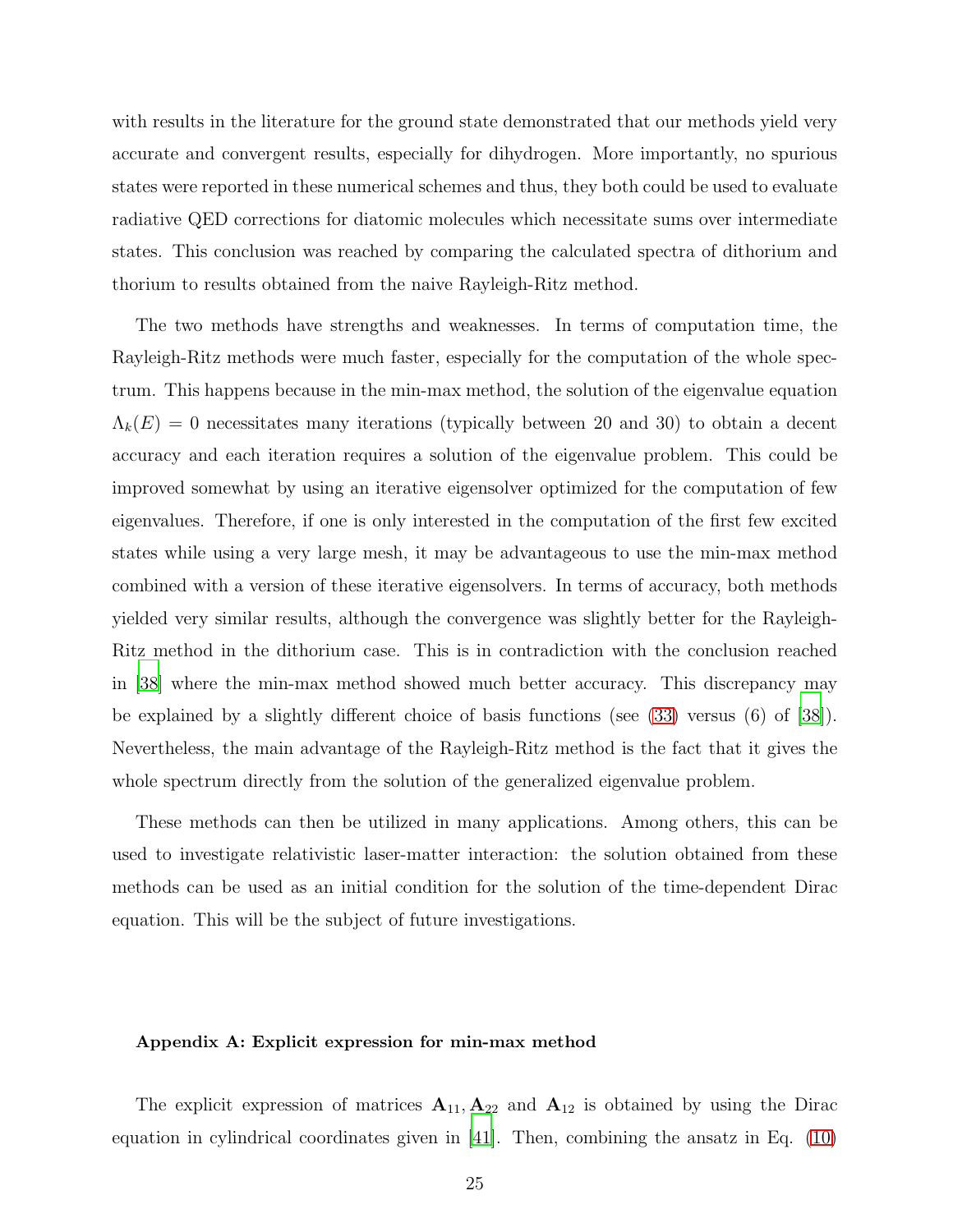with results in the literature for the ground state demonstrated that our methods yield very accurate and convergent results, especially for dihydrogen. More importantly, no spurious states were reported in these numerical schemes and thus, they both could be used to evaluate radiative QED corrections for diatomic molecules which necessitate sums over intermediate states. This conclusion was reached by comparing the calculated spectra of dithorium and thorium to results obtained from the naive Rayleigh-Ritz method.

The two methods have strengths and weaknesses. In terms of computation time, the Rayleigh-Ritz methods were much faster, especially for the computation of the whole spectrum. This happens because in the min-max method, the solution of the eigenvalue equation $\Lambda_k(E) = 0$ necessitates many iterations (typically between 20 and 30) to obtain a decent accuracy and each iteration requires a solution of the eigenvalue problem. This could be improved somewhat by using an iterative eigensolver optimized for the computation of few eigenvalues. Therefore, if one is only interested in the computation of the first few excited states while using a very large mesh, it may be advantageous to use the min-max method combined with a version of these iterative eigensolvers. In terms of accuracy, both methods yielded very similar results, although the convergence was slightly better for the Rayleigh-Ritz method in the dithorium case. This is in contradiction with the conclusion reached in [38] where the min-max method showed much better accuracy. This discrepancy may be explained by a slightly different choice of basis functions (see (33) versus (6) of [38]). Nevertheless, the main advantage of the Rayleigh-Ritz method is the fact that it gives the whole spectrum directly from the solution of the generalized eigenvalue problem.

These methods can then be utilized in many applications. Among others, this can be used to investigate relativistic laser-matter interaction: the solution obtained from these methods can be used as an initial condition for the solution of the time-dependent Dirac equation. This will be the subject of future investigations.

### Appendix A: Explicit expression for min-max method

The explicit expression of matrices $\mathbf{A}_{11}, \mathbf{A}_{22}$ and $\mathbf{A}_{12}$ is obtained by using the Dirac equation in cylindrical coordinates given in [41]. Then, combining the ansatz in Eq. (10)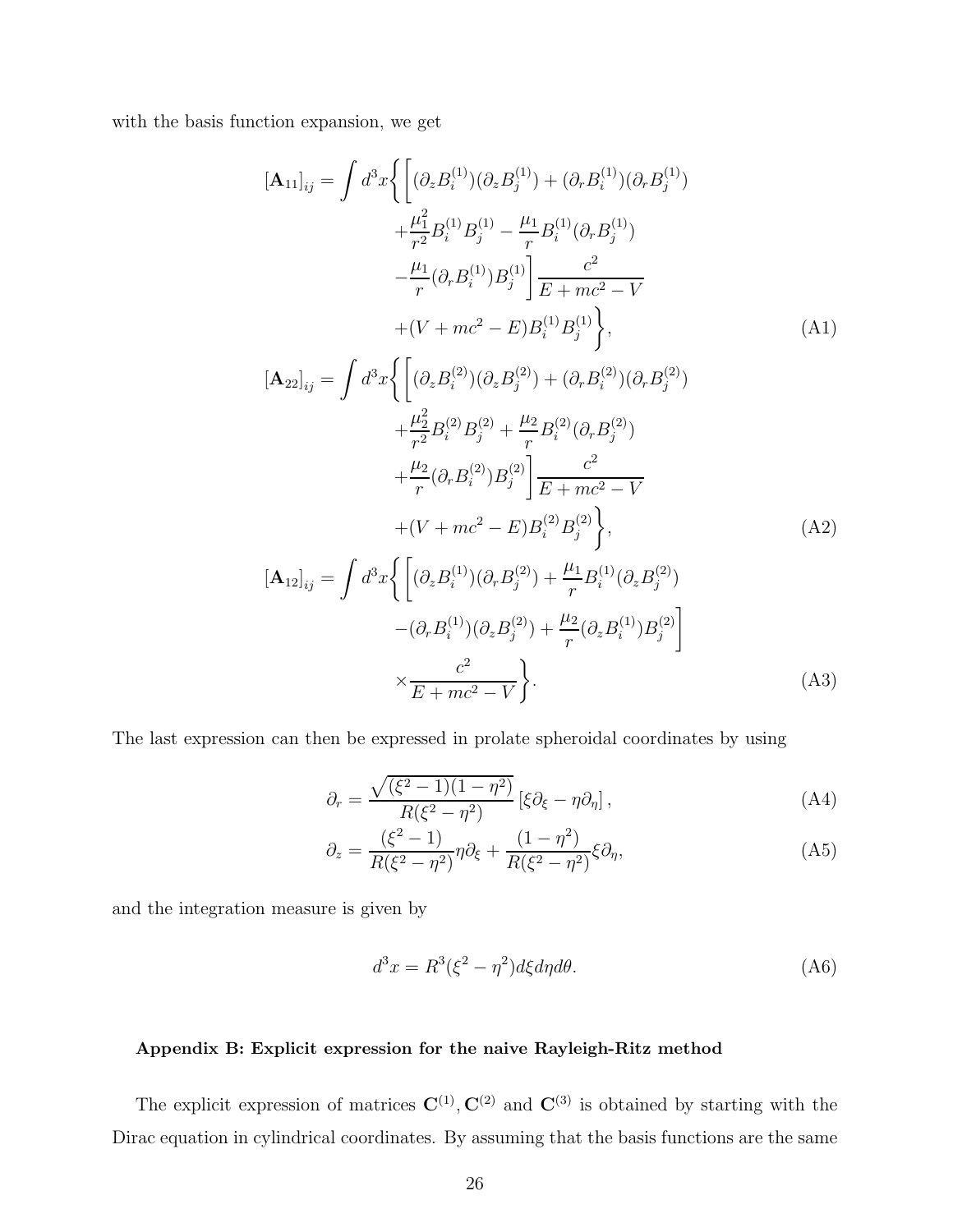with the basis function expansion, we get

$$
\begin{aligned}
[\mathbf{A}_{11}]_{ij} = \int d^3x \bigg\{ \bigg[ & (\partial_z B_i^{(1)})(\partial_z B_j^{(1)}) + (\partial_r B_i^{(1)})(\partial_r B_j^{(1)}) \\
& + \frac{\mu_1^2}{r^2} B_i^{(1)} B_j^{(1)} - \frac{\mu_1}{r} B_i^{(1)} (\partial_r B_j^{(1)}) \\
& - \frac{\mu_1}{r} (\partial_r B_i^{(1)}) B_j^{(1)} \bigg] \frac{c^2}{E + mc^2 - V} \\
& + (V + mc^2 - E) B_i^{(1)} B_j^{(1)} \bigg\},
\end{aligned}
\tag{A1}
$$

$$
\begin{aligned}
[\mathbf{A}_{22}]_{ij} = \int d^3x \bigg\{ \bigg[ & (\partial_z B_i^{(2)})(\partial_z B_j^{(2)}) + (\partial_r B_i^{(2)})(\partial_r B_j^{(2)}) \\
& + \frac{\mu_2^2}{r^2} B_i^{(2)} B_j^{(2)} + \frac{\mu_2}{r} B_i^{(2)} (\partial_r B_j^{(2)}) \\
& + \frac{\mu_2}{r} (\partial_r B_i^{(2)}) B_j^{(2)} \bigg] \frac{c^2}{E + mc^2 - V} \\
& + (V + mc^2 - E) B_i^{(2)} B_j^{(2)} \bigg\},
\end{aligned}
\tag{A2}
$$

$$
\begin{aligned}
[\mathbf{A}_{12}]_{ij} = \int d^3x \bigg\{ \bigg[ & (\partial_z B_i^{(1)})(\partial_r B_j^{(2)}) + \frac{\mu_1}{r} B_i^{(1)} (\partial_z B_j^{(2)}) \\
& - (\partial_r B_i^{(1)})(\partial_z B_j^{(2)}) + \frac{\mu_2}{r} (\partial_z B_i^{(1)}) B_j^{(2)} \bigg] \\
& \times \frac{c^2}{E + mc^2 - V} \bigg\}.
\end{aligned}
\tag{A3}
$$

The last expression can then be expressed in prolate spheroidal coordinates by using

$$
\partial_r = \frac{\sqrt{(\xi^2 - 1)(1 - \eta^2)}}{R(\xi^2 - \eta^2)} \left[ \xi \partial_\xi - \eta \partial_\eta \right],
\tag{A4}
$$

$$
\partial_z = \frac{(\xi^2 - 1)}{R(\xi^2 - \eta^2)} \eta \partial_\xi + \frac{(1 - \eta^2)}{R(\xi^2 - \eta^2)} \xi \partial_\eta,
\tag{A5}
$$

and the integration measure is given by

$$
d^3x = R^3 (\xi^2 - \eta^2) d\xi d\eta d\theta.
\tag{A6}
$$

#### Appendix B: Explicit expression for the naive Rayleigh-Ritz method

The explicit expression of matrices $\mathbf{C}^{(1)}, \mathbf{C}^{(2)}$ and $\mathbf{C}^{(3)}$ is obtained by starting with the Dirac equation in cylindrical coordinates. By assuming that the basis functions are the same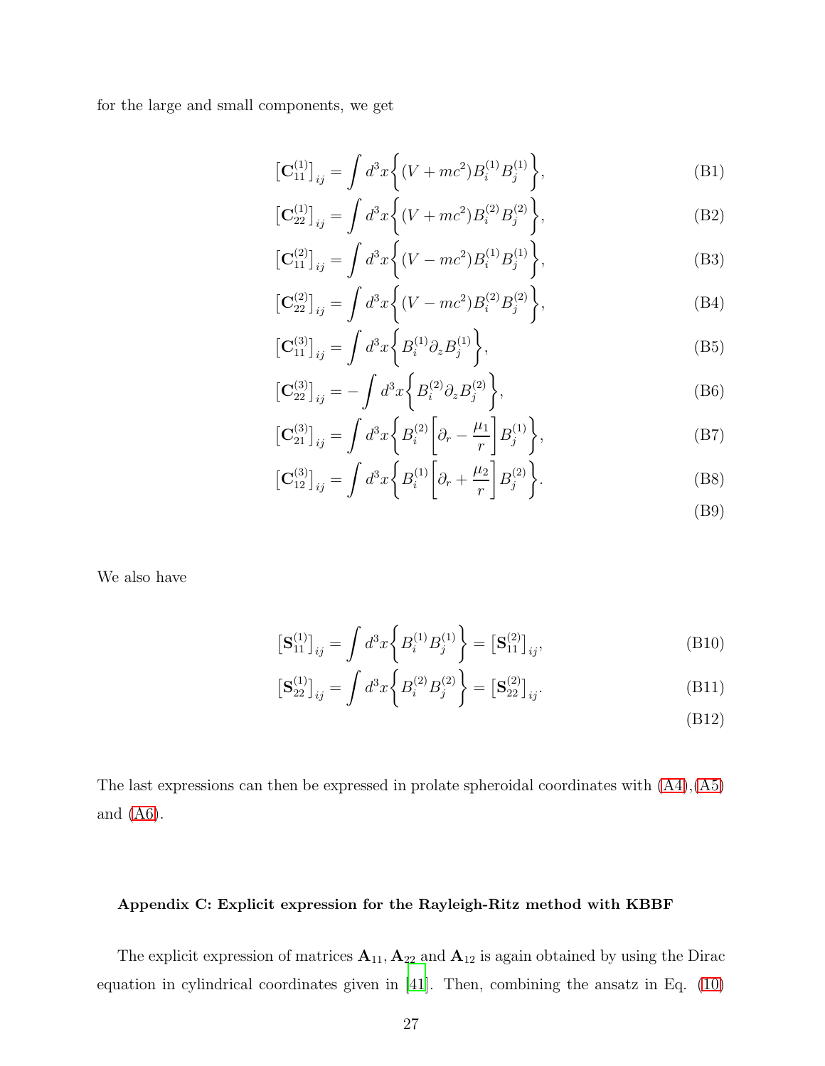for the large and small components, we get

$$\left[\mathbf{C}^{(1)}_{11}\right]_{ij} = \int d^3x \left\{ (V + mc^2) B^{(1)}_i B^{(1)}_j \right\}, \tag{B1}$$

$$\left[\mathbf{C}^{(1)}_{22}\right]_{ij} = \int d^3x \left\{ (V + mc^2) B^{(2)}_i B^{(2)}_j \right\}, \tag{B2}$$

$$\left[\mathbf{C}^{(2)}_{11}\right]_{ij} = \int d^3x \left\{ (V - mc^2) B^{(1)}_i B^{(1)}_j \right\}, \tag{B3}$$

$$\left[\mathbf{C}^{(2)}_{22}\right]_{ij} = \int d^3x \left\{ (V - mc^2) B^{(2)}_i B^{(2)}_j \right\}, \tag{B4}$$

$$\left[\mathbf{C}^{(3)}_{11}\right]_{ij} = \int d^3x \left\{ B^{(1)}_i \partial_z B^{(1)}_j \right\}, \tag{B5}$$

$$\left[\mathbf{C}^{(3)}_{22}\right]_{ij} = -\int d^3x \left\{ B^{(2)}_i \partial_z B^{(2)}_j \right\}, \tag{B6}$$

$$\left[\mathbf{C}^{(3)}_{21}\right]_{ij} = \int d^3x \left\{ B^{(2)}_i \left[ \partial_r - \frac{\mu_1}{r} \right] B^{(1)}_j \right\}, \tag{B7}$$

$$\left[\mathbf{C}^{(3)}_{12}\right]_{ij} = \int d^3x \left\{ B^{(1)}_i \left[ \partial_r + \frac{\mu_2}{r} \right] B^{(2)}_j \right\}. \tag{B8}$$

$$\tag{B9}$$

We also have

$$\left[\mathbf{S}^{(1)}_{11}\right]_{ij} = \int d^3x \left\{ B^{(1)}_i B^{(1)}_j \right\} = \left[\mathbf{S}^{(2)}_{11}\right]_{ij}, \tag{B10}$$

$$\left[\mathbf{S}^{(1)}_{22}\right]_{ij} = \int d^3x \left\{ B^{(2)}_i B^{(2)}_j \right\} = \left[\mathbf{S}^{(2)}_{22}\right]_{ij}. \tag{B11}$$

$$\tag{B12}$$

The last expressions can then be expressed in prolate spheroidal coordinates with (A4),(A5) and (A6).

### Appendix C: Explicit expression for the Rayleigh-Ritz method with KBBF

The explicit expression of matrices $\mathbf{A}_{11}, \mathbf{A}_{22}$ and $\mathbf{A}_{12}$ is again obtained by using the Dirac equation in cylindrical coordinates given in [41]. Then, combining the ansatz in Eq. (10)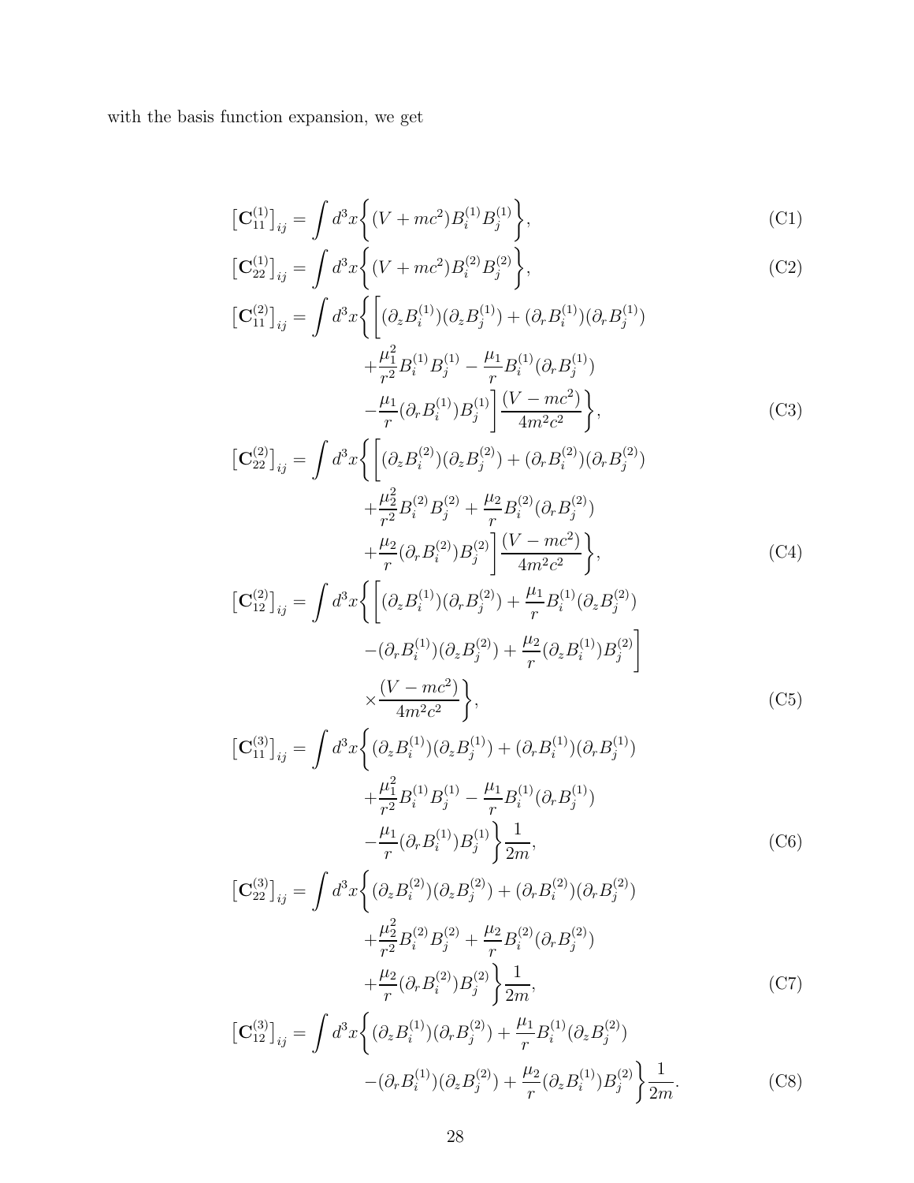with the basis function expansion, we get

$$
\left[\mathbf{C}_{11}^{(1)}\right]_{ij} = \int d^3x \bigg\{ (V + mc^2) B_i^{(1)} B_j^{(1)} \bigg\}, \tag{C1}
$$

$$
\left[\mathbf{C}_{22}^{(1)}\right]_{ij} = \int d^3x \bigg\{ (V + mc^2) B_i^{(2)} B_j^{(2)} \bigg\}, \tag{C2}
$$

$$
\begin{aligned}
\left[\mathbf{C}_{11}^{(2)}\right]_{ij} = \int d^3x \bigg\{ \bigg[ & (\partial_z B_i^{(1)})(\partial_z B_j^{(1)}) + (\partial_r B_i^{(1)})(\partial_r B_j^{(1)}) \\
& + \frac{\mu_1^2}{r^2} B_i^{(1)} B_j^{(1)} - \frac{\mu_1}{r} B_i^{(1)} (\partial_r B_j^{(1)}) \\
& - \frac{\mu_1}{r} (\partial_r B_i^{(1)}) B_j^{(1)} \bigg] \frac{(V - mc^2)}{4m^2c^2} \bigg\},
\end{aligned} \tag{C3}
$$

$$
\begin{aligned}
\left[\mathbf{C}_{22}^{(2)}\right]_{ij} = \int d^3x \bigg\{ \bigg[ & (\partial_z B_i^{(2)})(\partial_z B_j^{(2)}) + (\partial_r B_i^{(2)})(\partial_r B_j^{(2)}) \\
& + \frac{\mu_2^2}{r^2} B_i^{(2)} B_j^{(2)} + \frac{\mu_2}{r} B_i^{(2)} (\partial_r B_j^{(2)}) \\
& + \frac{\mu_2}{r} (\partial_r B_i^{(2)}) B_j^{(2)} \bigg] \frac{(V - mc^2)}{4m^2c^2} \bigg\},
\end{aligned} \tag{C4}
$$

$$
\begin{aligned}
\left[\mathbf{C}_{12}^{(2)}\right]_{ij} = \int d^3x \bigg\{ \bigg[ & (\partial_z B_i^{(1)})(\partial_r B_j^{(2)}) + \frac{\mu_1}{r} B_i^{(1)} (\partial_z B_j^{(2)}) \\
& - (\partial_r B_i^{(1)})(\partial_z B_j^{(2)}) + \frac{\mu_2}{r} (\partial_z B_i^{(1)}) B_j^{(2)} \bigg] \\
& \times \frac{(V - mc^2)}{4m^2c^2} \bigg\},
\end{aligned} \tag{C5}
$$

$$
\begin{aligned}
\left[\mathbf{C}_{11}^{(3)}\right]_{ij} = \int d^3x \bigg\{ & (\partial_z B_i^{(1)})(\partial_z B_j^{(1)}) + (\partial_r B_i^{(1)})(\partial_r B_j^{(1)}) \\
& + \frac{\mu_1^2}{r^2} B_i^{(1)} B_j^{(1)} - \frac{\mu_1}{r} B_i^{(1)} (\partial_r B_j^{(1)}) \\
& - \frac{\mu_1}{r} (\partial_r B_i^{(1)}) B_j^{(1)} \bigg\} \frac{1}{2m},
\end{aligned} \tag{C6}
$$

$$
\begin{aligned}
\left[\mathbf{C}_{22}^{(3)}\right]_{ij} = \int d^3x \bigg\{ & (\partial_z B_i^{(2)})(\partial_z B_j^{(2)}) + (\partial_r B_i^{(2)})(\partial_r B_j^{(2)}) \\
& + \frac{\mu_2^2}{r^2} B_i^{(2)} B_j^{(2)} + \frac{\mu_2}{r} B_i^{(2)} (\partial_r B_j^{(2)}) \\
& + \frac{\mu_2}{r} (\partial_r B_i^{(2)}) B_j^{(2)} \bigg\} \frac{1}{2m},
\end{aligned} \tag{C7}
$$

$$
\begin{aligned}
\left[\mathbf{C}_{12}^{(3)}\right]_{ij} = \int d^3x \bigg\{ & (\partial_z B_i^{(1)})(\partial_r B_j^{(2)}) + \frac{\mu_1}{r} B_i^{(1)} (\partial_z B_j^{(2)}) \\
& - (\partial_r B_i^{(1)})(\partial_z B_j^{(2)}) + \frac{\mu_2}{r} (\partial_z B_i^{(1)}) B_j^{(2)} \bigg\} \frac{1}{2m}.
\end{aligned} \tag{C8}
$$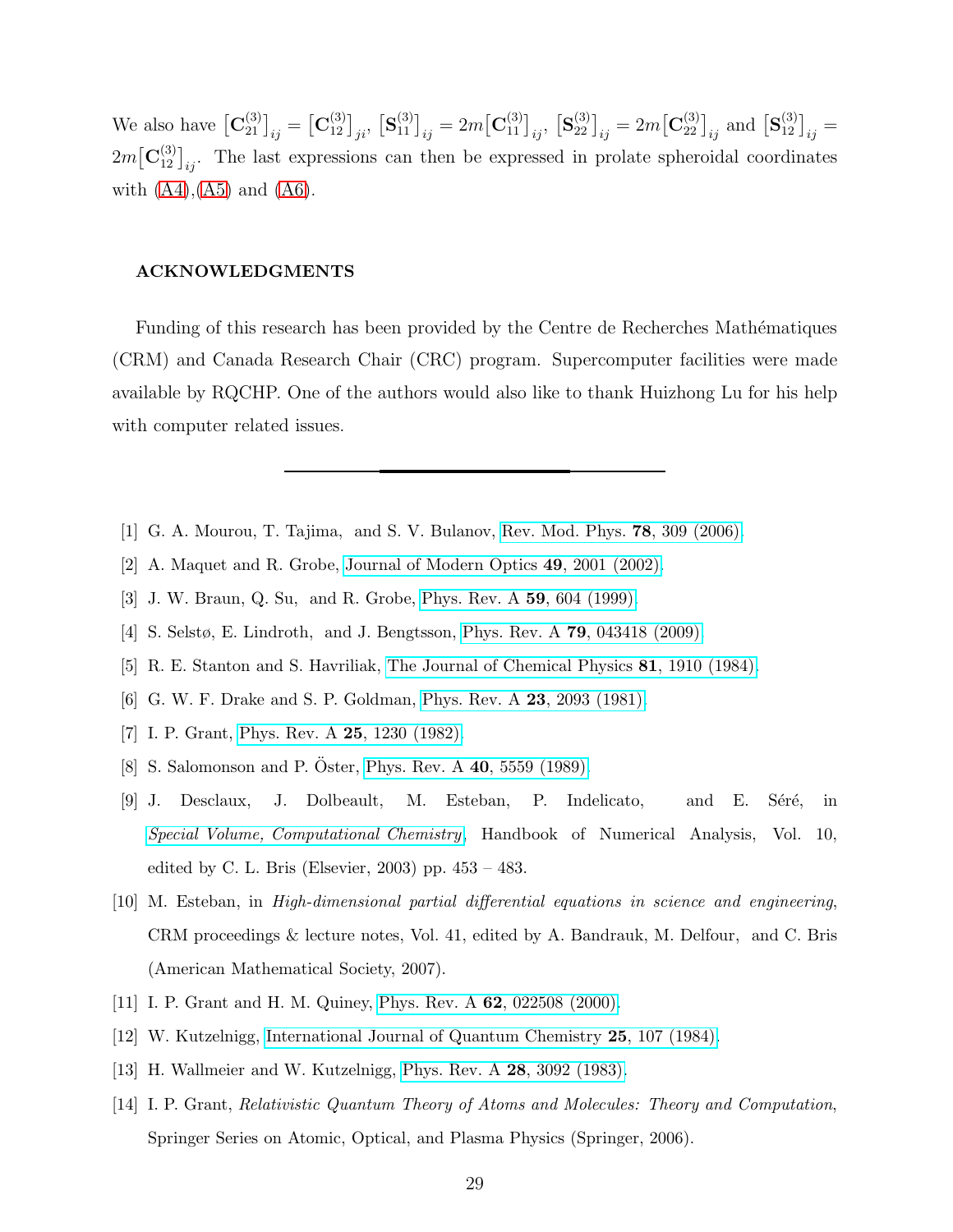We also have $\left[\mathbf{C}_{21}^{(3)}\right]_{ij} = \left[\mathbf{C}_{12}^{(3)}\right]_{ji}$, $\left[\mathbf{S}_{11}^{(3)}\right]_{ij} = 2m\left[\mathbf{C}_{11}^{(3)}\right]_{ij}$, $\left[\mathbf{S}_{22}^{(3)}\right]_{ij} = 2m\left[\mathbf{C}_{22}^{(3)}\right]_{ij}$ and $\left[\mathbf{S}_{12}^{(3)}\right]_{ij} = 2m\left[\mathbf{C}_{12}^{(3)}\right]_{ij}$. The last expressions can then be expressed in prolate spheroidal coordinates with (A4),(A5) and (A6).

## ACKNOWLEDGMENTS

Funding of this research has been provided by the Centre de Recherches Mathématiques (CRM) and Canada Research Chair (CRC) program. Supercomputer facilities were made available by RQCHP. One of the authors would also like to thank Huizhong Lu for his help with computer related issues.

---

[1] G. A. Mourou, T. Tajima, and S. V. Bulanov, Rev. Mod. Phys. **78**, 309 (2006).

[2] A. Maquet and R. Grobe, Journal of Modern Optics **49**, 2001 (2002).

[3] J. W. Braun, Q. Su, and R. Grobe, Phys. Rev. A **59**, 604 (1999).

[4] S. Selstø, E. Lindroth, and J. Bengtsson, Phys. Rev. A **79**, 043418 (2009).

[5] R. E. Stanton and S. Havriliak, The Journal of Chemical Physics **81**, 1910 (1984).

[6] G. W. F. Drake and S. P. Goldman, Phys. Rev. A **23**, 2093 (1981).

[7] I. P. Grant, Phys. Rev. A **25**, 1230 (1982).

[8] S. Salomonson and P. Öster, Phys. Rev. A **40**, 5559 (1989).

[9] J. Desclaux, J. Dolbeault, M. Esteban, P. Indelicato, and E. Séré, in *Special Volume, Computational Chemistry*, Handbook of Numerical Analysis, Vol. 10, edited by C. L. Bris (Elsevier, 2003) pp. 453 – 483.

[10] M. Esteban, in *High-dimensional partial differential equations in science and engineering*, CRM proceedings & lecture notes, Vol. 41, edited by A. Bandrauk, M. Delfour, and C. Bris (American Mathematical Society, 2007).

[11] I. P. Grant and H. M. Quiney, Phys. Rev. A **62**, 022508 (2000).

[12] W. Kutzelnigg, International Journal of Quantum Chemistry **25**, 107 (1984).

[13] H. Wallmeier and W. Kutzelnigg, Phys. Rev. A **28**, 3092 (1983).

[14] I. P. Grant, *Relativistic Quantum Theory of Atoms and Molecules: Theory and Computation*, Springer Series on Atomic, Optical, and Plasma Physics (Springer, 2006).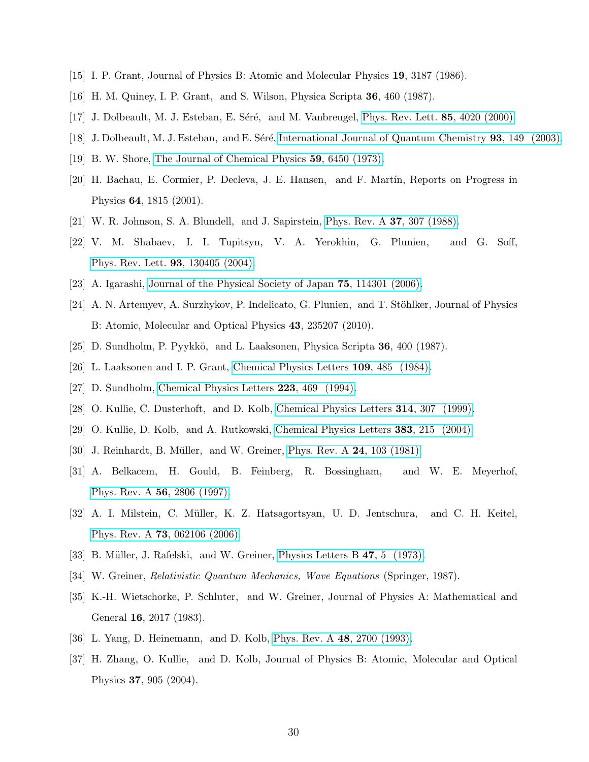[15] I. P. Grant, Journal of Physics B: Atomic and Molecular Physics **19**, 3187 (1986).

[16] H. M. Quiney, I. P. Grant, and S. Wilson, Physica Scripta **36**, 460 (1987).

[17] J. Dolbeault, M. J. Esteban, E. Séré, and M. Vanbreugel, Phys. Rev. Lett. **85**, 4020 (2000).

[18] J. Dolbeault, M. J. Esteban, and E. Séré, International Journal of Quantum Chemistry **93**, 149 (2003).

[19] B. W. Shore, The Journal of Chemical Physics **59**, 6450 (1973).

[20] H. Bachau, E. Cormier, P. Decleva, J. E. Hansen, and F. Martín, Reports on Progress in Physics **64**, 1815 (2001).

[21] W. R. Johnson, S. A. Blundell, and J. Sapirstein, Phys. Rev. A **37**, 307 (1988).

[22] V. M. Shabaev, I. I. Tupitsyn, V. A. Yerokhin, G. Plunien, and G. Soff, Phys. Rev. Lett. **93**, 130405 (2004).

[23] A. Igarashi, Journal of the Physical Society of Japan **75**, 114301 (2006).

[24] A. N. Artemyev, A. Surzhykov, P. Indelicato, G. Plunien, and T. Stöhlker, Journal of Physics B: Atomic, Molecular and Optical Physics **43**, 235207 (2010).

[25] D. Sundholm, P. Pyykkö, and L. Laaksonen, Physica Scripta **36**, 400 (1987).

[26] L. Laaksonen and I. P. Grant, Chemical Physics Letters **109**, 485 (1984).

[27] D. Sundholm, Chemical Physics Letters **223**, 469 (1994).

[28] O. Kullie, C. Dusterhoft, and D. Kolb, Chemical Physics Letters **314**, 307 (1999).

[29] O. Kullie, D. Kolb, and A. Rutkowski, Chemical Physics Letters **383**, 215 (2004).

[30] J. Reinhardt, B. Müller, and W. Greiner, Phys. Rev. A **24**, 103 (1981).

[31] A. Belkacem, H. Gould, B. Feinberg, R. Bossingham, and W. E. Meyerhof, Phys. Rev. A **56**, 2806 (1997).

[32] A. I. Milstein, C. Müller, K. Z. Hatsagortsyan, U. D. Jentschura, and C. H. Keitel, Phys. Rev. A **73**, 062106 (2006).

[33] B. Müller, J. Rafelski, and W. Greiner, Physics Letters B **47**, 5 (1973).

[34] W. Greiner, *Relativistic Quantum Mechanics, Wave Equations* (Springer, 1987).

[35] K.-H. Wietschorke, P. Schluter, and W. Greiner, Journal of Physics A: Mathematical and General **16**, 2017 (1983).

[36] L. Yang, D. Heinemann, and D. Kolb, Phys. Rev. A **48**, 2700 (1993).

[37] H. Zhang, O. Kullie, and D. Kolb, Journal of Physics B: Atomic, Molecular and Optical Physics **37**, 905 (2004).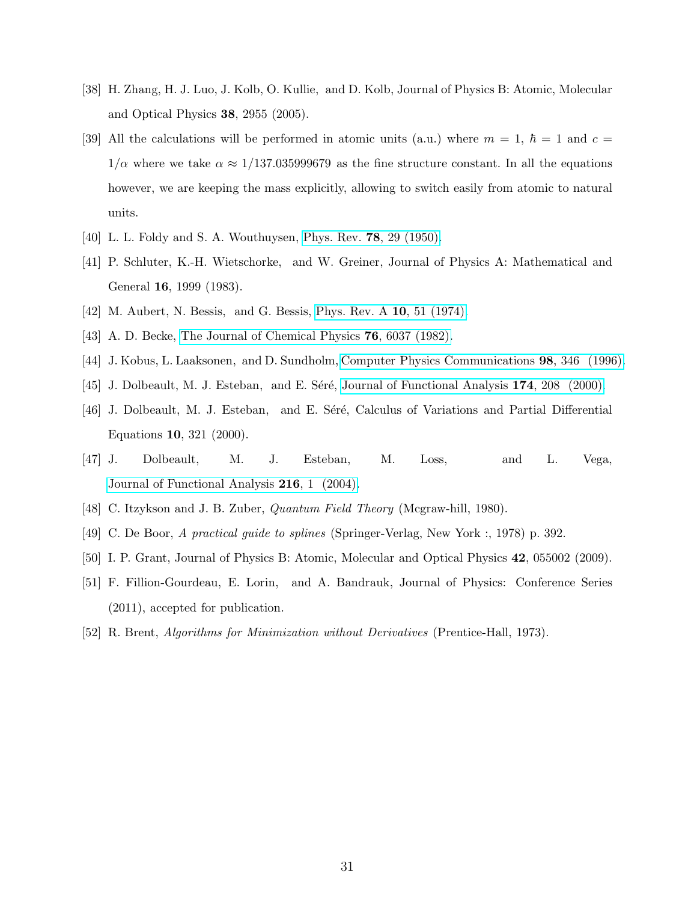[38] H. Zhang, H. J. Luo, J. Kolb, O. Kullie, and D. Kolb, Journal of Physics B: Atomic, Molecular and Optical Physics **38**, 2955 (2005).

[39] All the calculations will be performed in atomic units (a.u.) where $m = 1$, $\hbar = 1$ and $c = 1/\alpha$ where we take $\alpha \approx 1/137.035999679$ as the fine structure constant. In all the equations however, we are keeping the mass explicitly, allowing to switch easily from atomic to natural units.

[40] L. L. Foldy and S. A. Wouthuysen, Phys. Rev. **78**, 29 (1950).

[41] P. Schluter, K.-H. Wietschorke, and W. Greiner, Journal of Physics A: Mathematical and General **16**, 1999 (1983).

[42] M. Aubert, N. Bessis, and G. Bessis, Phys. Rev. A **10**, 51 (1974).

[43] A. D. Becke, The Journal of Chemical Physics **76**, 6037 (1982).

[44] J. Kobus, L. Laaksonen, and D. Sundholm, Computer Physics Communications **98**, 346 (1996).

[45] J. Dolbeault, M. J. Esteban, and E. Séré, Journal of Functional Analysis **174**, 208 (2000).

[46] J. Dolbeault, M. J. Esteban, and E. Séré, Calculus of Variations and Partial Differential Equations **10**, 321 (2000).

[47] J. Dolbeault, M. J. Esteban, M. Loss, and L. Vega, Journal of Functional Analysis **216**, 1 (2004).

[48] C. Itzykson and J. B. Zuber, *Quantum Field Theory* (Mcgraw-hill, 1980).

[49] C. De Boor, *A practical guide to splines* (Springer-Verlag, New York :, 1978) p. 392.

[50] I. P. Grant, Journal of Physics B: Atomic, Molecular and Optical Physics **42**, 055002 (2009).

[51] F. Fillion-Gourdeau, E. Lorin, and A. Bandrauk, Journal of Physics: Conference Series (2011), accepted for publication.

[52] R. Brent, *Algorithms for Minimization without Derivatives* (Prentice-Hall, 1973).